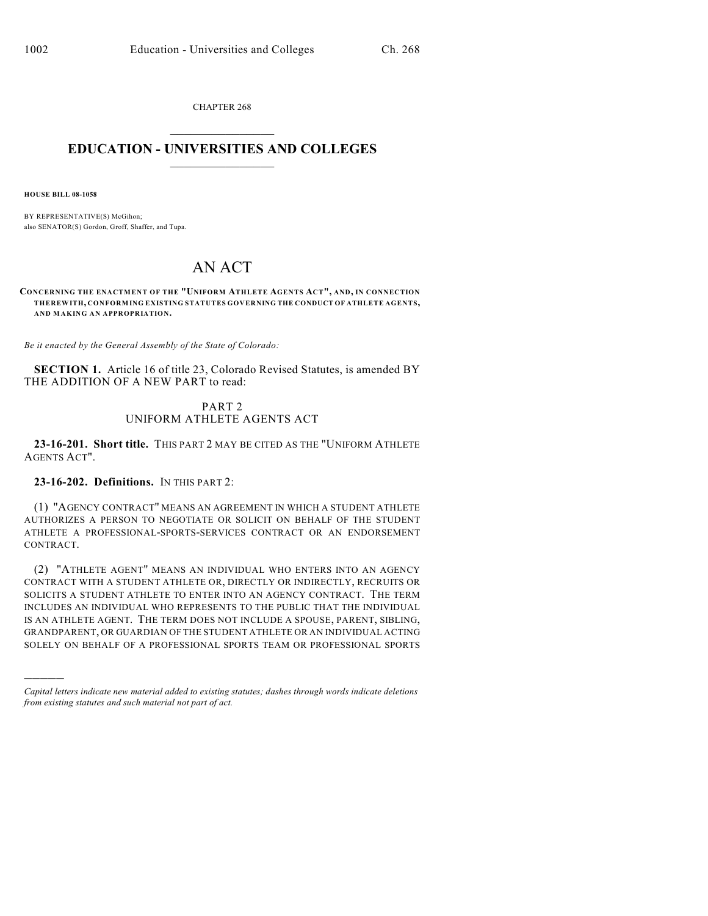CHAPTER 268

# EDUCATION - UNIVERSITIES AND COLLEGES

**HOUSE BILL 08-1058**

BY REPRESENTATIVE(S) McGihon;
also SENATOR(S) Gordon, Groff, Shaffer, and Tupa.

# AN ACT

**CONCERNING THE ENACTMENT OF THE "UNIFORM ATHLETE AGENTS ACT", AND, IN CONNECTION THEREWITH, CONFORMING EXISTING STATUTES GOVERNING THE CONDUCT OF ATHLETE AGENTS, AND MAKING AN APPROPRIATION.**

*Be it enacted by the General Assembly of the State of Colorado:*

**SECTION 1.** Article 16 of title 23, Colorado Revised Statutes, is amended BY THE ADDITION OF A NEW PART to read:

PART 2
UNIFORM ATHLETE AGENTS ACT

**23-16-201. Short title.** THIS PART 2 MAY BE CITED AS THE "UNIFORM ATHLETE AGENTS ACT".

**23-16-202. Definitions.** IN THIS PART 2:

(1) "AGENCY CONTRACT" MEANS AN AGREEMENT IN WHICH A STUDENT ATHLETE AUTHORIZES A PERSON TO NEGOTIATE OR SOLICIT ON BEHALF OF THE STUDENT ATHLETE A PROFESSIONAL-SPORTS-SERVICES CONTRACT OR AN ENDORSEMENT CONTRACT.

(2) "ATHLETE AGENT" MEANS AN INDIVIDUAL WHO ENTERS INTO AN AGENCY CONTRACT WITH A STUDENT ATHLETE OR, DIRECTLY OR INDIRECTLY, RECRUITS OR SOLICITS A STUDENT ATHLETE TO ENTER INTO AN AGENCY CONTRACT. THE TERM INCLUDES AN INDIVIDUAL WHO REPRESENTS TO THE PUBLIC THAT THE INDIVIDUAL IS AN ATHLETE AGENT. THE TERM DOES NOT INCLUDE A SPOUSE, PARENT, SIBLING, GRANDPARENT, OR GUARDIAN OF THE STUDENT ATHLETE OR AN INDIVIDUAL ACTING SOLELY ON BEHALF OF A PROFESSIONAL SPORTS TEAM OR PROFESSIONAL SPORTS

---

*Capital letters indicate new material added to existing statutes; dashes through words indicate deletions from existing statutes and such material not part of act.*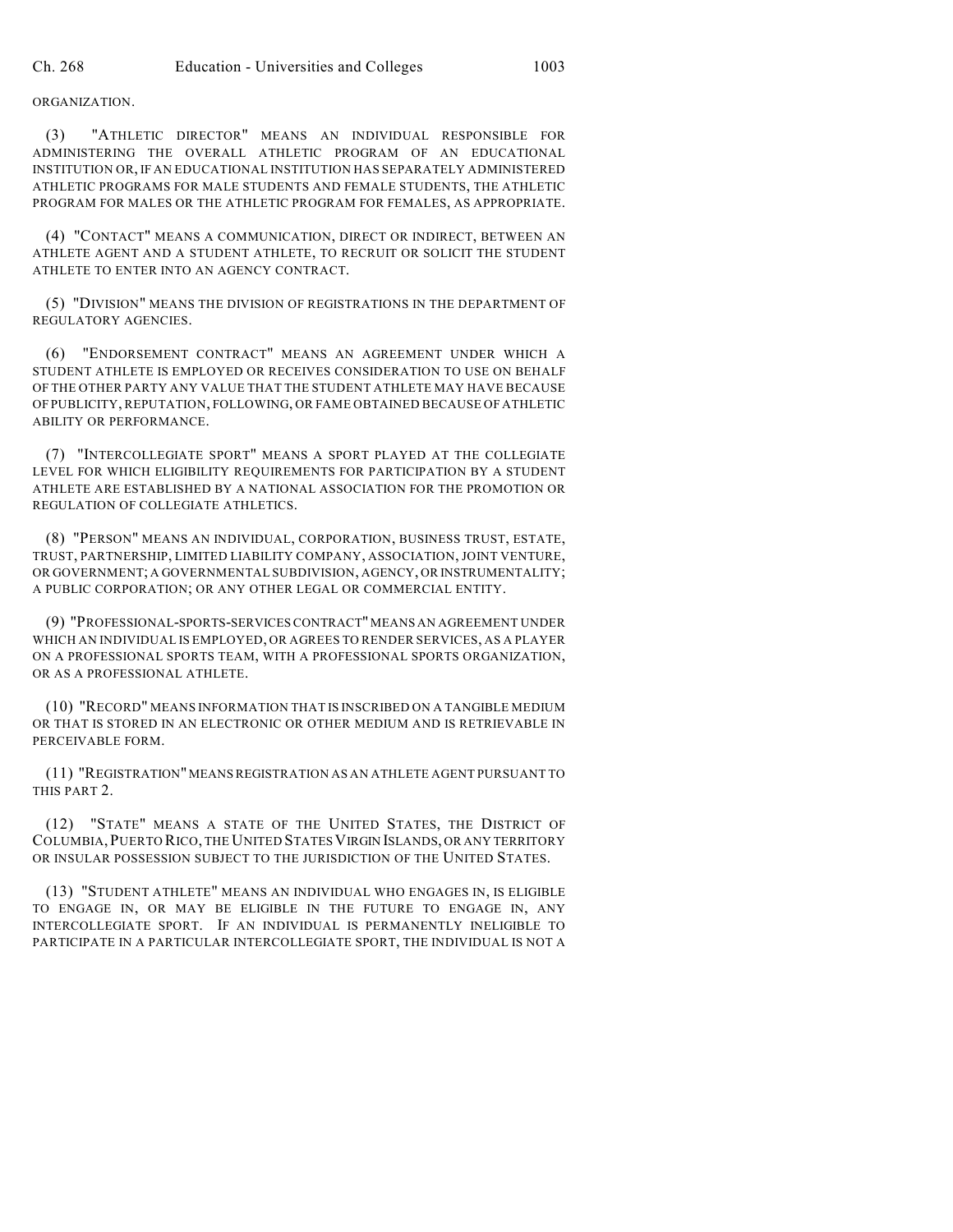ORGANIZATION.

(3) "ATHLETIC DIRECTOR" MEANS AN INDIVIDUAL RESPONSIBLE FOR ADMINISTERING THE OVERALL ATHLETIC PROGRAM OF AN EDUCATIONAL INSTITUTION OR, IF AN EDUCATIONAL INSTITUTION HAS SEPARATELY ADMINISTERED ATHLETIC PROGRAMS FOR MALE STUDENTS AND FEMALE STUDENTS, THE ATHLETIC PROGRAM FOR MALES OR THE ATHLETIC PROGRAM FOR FEMALES, AS APPROPRIATE.

(4) "CONTACT" MEANS A COMMUNICATION, DIRECT OR INDIRECT, BETWEEN AN ATHLETE AGENT AND A STUDENT ATHLETE, TO RECRUIT OR SOLICIT THE STUDENT ATHLETE TO ENTER INTO AN AGENCY CONTRACT.

(5) "DIVISION" MEANS THE DIVISION OF REGISTRATIONS IN THE DEPARTMENT OF REGULATORY AGENCIES.

(6) "ENDORSEMENT CONTRACT" MEANS AN AGREEMENT UNDER WHICH A STUDENT ATHLETE IS EMPLOYED OR RECEIVES CONSIDERATION TO USE ON BEHALF OF THE OTHER PARTY ANY VALUE THAT THE STUDENT ATHLETE MAY HAVE BECAUSE OF PUBLICITY, REPUTATION, FOLLOWING, OR FAME OBTAINED BECAUSE OF ATHLETIC ABILITY OR PERFORMANCE.

(7) "INTERCOLLEGIATE SPORT" MEANS A SPORT PLAYED AT THE COLLEGIATE LEVEL FOR WHICH ELIGIBILITY REQUIREMENTS FOR PARTICIPATION BY A STUDENT ATHLETE ARE ESTABLISHED BY A NATIONAL ASSOCIATION FOR THE PROMOTION OR REGULATION OF COLLEGIATE ATHLETICS.

(8) "PERSON" MEANS AN INDIVIDUAL, CORPORATION, BUSINESS TRUST, ESTATE, TRUST, PARTNERSHIP, LIMITED LIABILITY COMPANY, ASSOCIATION, JOINT VENTURE, OR GOVERNMENT; A GOVERNMENTAL SUBDIVISION, AGENCY, OR INSTRUMENTALITY; A PUBLIC CORPORATION; OR ANY OTHER LEGAL OR COMMERCIAL ENTITY.

(9) "PROFESSIONAL-SPORTS-SERVICES CONTRACT" MEANS AN AGREEMENT UNDER WHICH AN INDIVIDUAL IS EMPLOYED, OR AGREES TO RENDER SERVICES, AS A PLAYER ON A PROFESSIONAL SPORTS TEAM, WITH A PROFESSIONAL SPORTS ORGANIZATION, OR AS A PROFESSIONAL ATHLETE.

(10) "RECORD" MEANS INFORMATION THAT IS INSCRIBED ON A TANGIBLE MEDIUM OR THAT IS STORED IN AN ELECTRONIC OR OTHER MEDIUM AND IS RETRIEVABLE IN PERCEIVABLE FORM.

(11) "REGISTRATION" MEANS REGISTRATION AS AN ATHLETE AGENT PURSUANT TO THIS PART 2.

(12) "STATE" MEANS A STATE OF THE UNITED STATES, THE DISTRICT OF COLUMBIA, PUERTO RICO, THE UNITED STATES VIRGIN ISLANDS, OR ANY TERRITORY OR INSULAR POSSESSION SUBJECT TO THE JURISDICTION OF THE UNITED STATES.

(13) "STUDENT ATHLETE" MEANS AN INDIVIDUAL WHO ENGAGES IN, IS ELIGIBLE TO ENGAGE IN, OR MAY BE ELIGIBLE IN THE FUTURE TO ENGAGE IN, ANY INTERCOLLEGIATE SPORT. IF AN INDIVIDUAL IS PERMANENTLY INELIGIBLE TO PARTICIPATE IN A PARTICULAR INTERCOLLEGIATE SPORT, THE INDIVIDUAL IS NOT A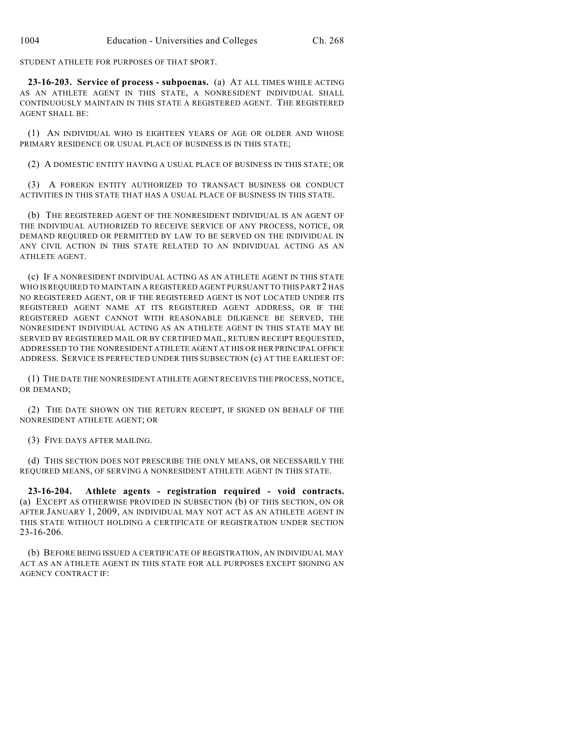STUDENT ATHLETE FOR PURPOSES OF THAT SPORT.

**23-16-203. Service of process - subpoenas.** (a) AT ALL TIMES WHILE ACTING AS AN ATHLETE AGENT IN THIS STATE, A NONRESIDENT INDIVIDUAL SHALL CONTINUOUSLY MAINTAIN IN THIS STATE A REGISTERED AGENT. THE REGISTERED AGENT SHALL BE:

(1) AN INDIVIDUAL WHO IS EIGHTEEN YEARS OF AGE OR OLDER AND WHOSE PRIMARY RESIDENCE OR USUAL PLACE OF BUSINESS IS IN THIS STATE;

(2) A DOMESTIC ENTITY HAVING A USUAL PLACE OF BUSINESS IN THIS STATE; OR

(3) A FOREIGN ENTITY AUTHORIZED TO TRANSACT BUSINESS OR CONDUCT ACTIVITIES IN THIS STATE THAT HAS A USUAL PLACE OF BUSINESS IN THIS STATE.

(b) THE REGISTERED AGENT OF THE NONRESIDENT INDIVIDUAL IS AN AGENT OF THE INDIVIDUAL AUTHORIZED TO RECEIVE SERVICE OF ANY PROCESS, NOTICE, OR DEMAND REQUIRED OR PERMITTED BY LAW TO BE SERVED ON THE INDIVIDUAL IN ANY CIVIL ACTION IN THIS STATE RELATED TO AN INDIVIDUAL ACTING AS AN ATHLETE AGENT.

(c) IF A NONRESIDENT INDIVIDUAL ACTING AS AN ATHLETE AGENT IN THIS STATE WHO IS REQUIRED TO MAINTAIN A REGISTERED AGENT PURSUANT TO THIS PART 2 HAS NO REGISTERED AGENT, OR IF THE REGISTERED AGENT IS NOT LOCATED UNDER ITS REGISTERED AGENT NAME AT ITS REGISTERED AGENT ADDRESS, OR IF THE REGISTERED AGENT CANNOT WITH REASONABLE DILIGENCE BE SERVED, THE NONRESIDENT INDIVIDUAL ACTING AS AN ATHLETE AGENT IN THIS STATE MAY BE SERVED BY REGISTERED MAIL OR BY CERTIFIED MAIL, RETURN RECEIPT REQUESTED, ADDRESSED TO THE NONRESIDENT ATHLETE AGENT AT HIS OR HER PRINCIPAL OFFICE ADDRESS. SERVICE IS PERFECTED UNDER THIS SUBSECTION (c) AT THE EARLIEST OF:

(1) THE DATE THE NONRESIDENT ATHLETE AGENT RECEIVES THE PROCESS, NOTICE, OR DEMAND;

(2) THE DATE SHOWN ON THE RETURN RECEIPT, IF SIGNED ON BEHALF OF THE NONRESIDENT ATHLETE AGENT; OR

(3) FIVE DAYS AFTER MAILING.

(d) THIS SECTION DOES NOT PRESCRIBE THE ONLY MEANS, OR NECESSARILY THE REQUIRED MEANS, OF SERVING A NONRESIDENT ATHLETE AGENT IN THIS STATE.

**23-16-204. Athlete agents - registration required - void contracts.** (a) EXCEPT AS OTHERWISE PROVIDED IN SUBSECTION (b) OF THIS SECTION, ON OR AFTER JANUARY 1, 2009, AN INDIVIDUAL MAY NOT ACT AS AN ATHLETE AGENT IN THIS STATE WITHOUT HOLDING A CERTIFICATE OF REGISTRATION UNDER SECTION 23-16-206.

(b) BEFORE BEING ISSUED A CERTIFICATE OF REGISTRATION, AN INDIVIDUAL MAY ACT AS AN ATHLETE AGENT IN THIS STATE FOR ALL PURPOSES EXCEPT SIGNING AN AGENCY CONTRACT IF: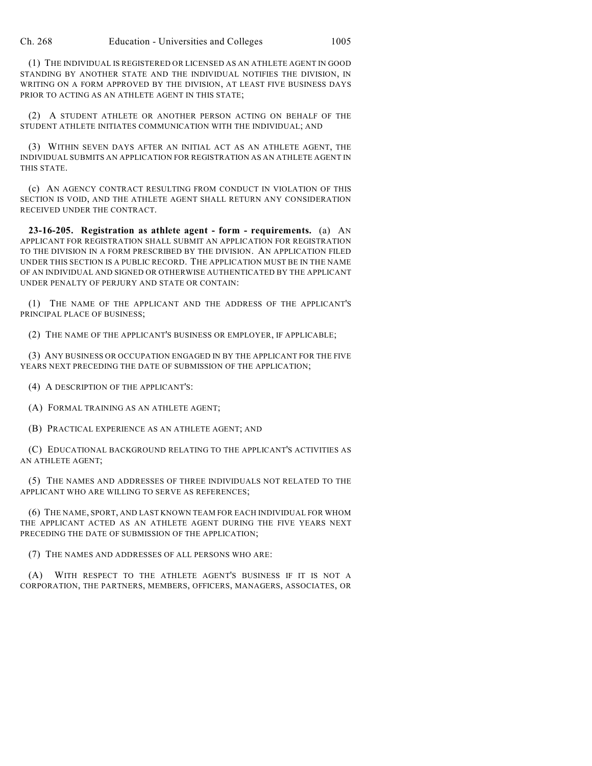(1) THE INDIVIDUAL IS REGISTERED OR LICENSED AS AN ATHLETE AGENT IN GOOD STANDING BY ANOTHER STATE AND THE INDIVIDUAL NOTIFIES THE DIVISION, IN WRITING ON A FORM APPROVED BY THE DIVISION, AT LEAST FIVE BUSINESS DAYS PRIOR TO ACTING AS AN ATHLETE AGENT IN THIS STATE;

(2) A STUDENT ATHLETE OR ANOTHER PERSON ACTING ON BEHALF OF THE STUDENT ATHLETE INITIATES COMMUNICATION WITH THE INDIVIDUAL; AND

(3) WITHIN SEVEN DAYS AFTER AN INITIAL ACT AS AN ATHLETE AGENT, THE INDIVIDUAL SUBMITS AN APPLICATION FOR REGISTRATION AS AN ATHLETE AGENT IN THIS STATE.

(c) AN AGENCY CONTRACT RESULTING FROM CONDUCT IN VIOLATION OF THIS SECTION IS VOID, AND THE ATHLETE AGENT SHALL RETURN ANY CONSIDERATION RECEIVED UNDER THE CONTRACT.

**23-16-205. Registration as athlete agent - form - requirements.** (a) AN APPLICANT FOR REGISTRATION SHALL SUBMIT AN APPLICATION FOR REGISTRATION TO THE DIVISION IN A FORM PRESCRIBED BY THE DIVISION. AN APPLICATION FILED UNDER THIS SECTION IS A PUBLIC RECORD. THE APPLICATION MUST BE IN THE NAME OF AN INDIVIDUAL AND SIGNED OR OTHERWISE AUTHENTICATED BY THE APPLICANT UNDER PENALTY OF PERJURY AND STATE OR CONTAIN:

(1) THE NAME OF THE APPLICANT AND THE ADDRESS OF THE APPLICANT'S PRINCIPAL PLACE OF BUSINESS;

(2) THE NAME OF THE APPLICANT'S BUSINESS OR EMPLOYER, IF APPLICABLE;

(3) ANY BUSINESS OR OCCUPATION ENGAGED IN BY THE APPLICANT FOR THE FIVE YEARS NEXT PRECEDING THE DATE OF SUBMISSION OF THE APPLICATION;

(4) A DESCRIPTION OF THE APPLICANT'S:

(A) FORMAL TRAINING AS AN ATHLETE AGENT;

(B) PRACTICAL EXPERIENCE AS AN ATHLETE AGENT; AND

(C) EDUCATIONAL BACKGROUND RELATING TO THE APPLICANT'S ACTIVITIES AS AN ATHLETE AGENT;

(5) THE NAMES AND ADDRESSES OF THREE INDIVIDUALS NOT RELATED TO THE APPLICANT WHO ARE WILLING TO SERVE AS REFERENCES;

(6) THE NAME, SPORT, AND LAST KNOWN TEAM FOR EACH INDIVIDUAL FOR WHOM THE APPLICANT ACTED AS AN ATHLETE AGENT DURING THE FIVE YEARS NEXT PRECEDING THE DATE OF SUBMISSION OF THE APPLICATION;

(7) THE NAMES AND ADDRESSES OF ALL PERSONS WHO ARE:

(A) WITH RESPECT TO THE ATHLETE AGENT'S BUSINESS IF IT IS NOT A CORPORATION, THE PARTNERS, MEMBERS, OFFICERS, MANAGERS, ASSOCIATES, OR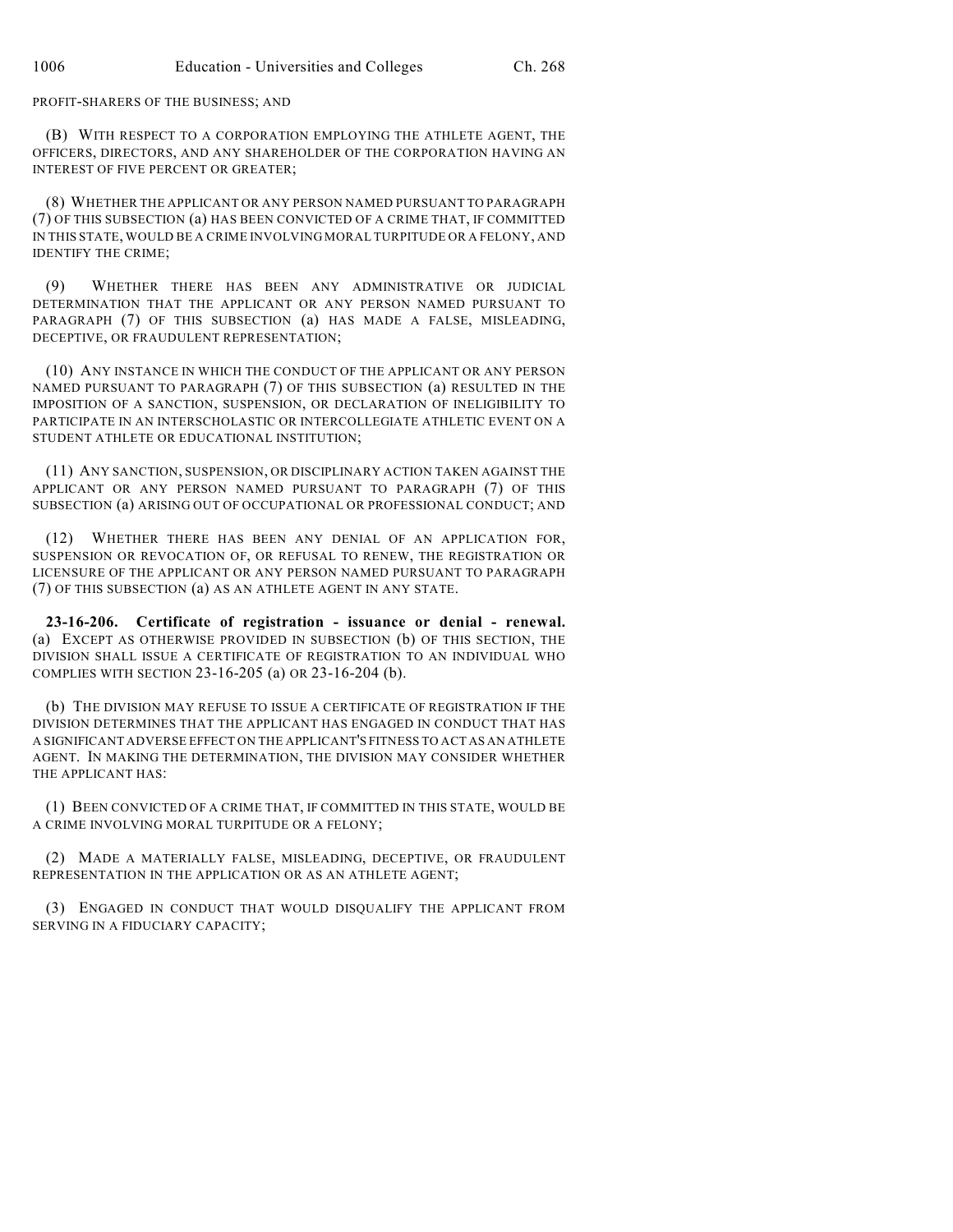PROFIT-SHARERS OF THE BUSINESS; AND

(B) WITH RESPECT TO A CORPORATION EMPLOYING THE ATHLETE AGENT, THE OFFICERS, DIRECTORS, AND ANY SHAREHOLDER OF THE CORPORATION HAVING AN INTEREST OF FIVE PERCENT OR GREATER;

(8) WHETHER THE APPLICANT OR ANY PERSON NAMED PURSUANT TO PARAGRAPH (7) OF THIS SUBSECTION (a) HAS BEEN CONVICTED OF A CRIME THAT, IF COMMITTED IN THIS STATE, WOULD BE A CRIME INVOLVING MORAL TURPITUDE OR A FELONY, AND IDENTIFY THE CRIME;

(9) WHETHER THERE HAS BEEN ANY ADMINISTRATIVE OR JUDICIAL DETERMINATION THAT THE APPLICANT OR ANY PERSON NAMED PURSUANT TO PARAGRAPH (7) OF THIS SUBSECTION (a) HAS MADE A FALSE, MISLEADING, DECEPTIVE, OR FRAUDULENT REPRESENTATION;

(10) ANY INSTANCE IN WHICH THE CONDUCT OF THE APPLICANT OR ANY PERSON NAMED PURSUANT TO PARAGRAPH (7) OF THIS SUBSECTION (a) RESULTED IN THE IMPOSITION OF A SANCTION, SUSPENSION, OR DECLARATION OF INELIGIBILITY TO PARTICIPATE IN AN INTERSCHOLASTIC OR INTERCOLLEGIATE ATHLETIC EVENT ON A STUDENT ATHLETE OR EDUCATIONAL INSTITUTION;

(11) ANY SANCTION, SUSPENSION, OR DISCIPLINARY ACTION TAKEN AGAINST THE APPLICANT OR ANY PERSON NAMED PURSUANT TO PARAGRAPH (7) OF THIS SUBSECTION (a) ARISING OUT OF OCCUPATIONAL OR PROFESSIONAL CONDUCT; AND

(12) WHETHER THERE HAS BEEN ANY DENIAL OF AN APPLICATION FOR, SUSPENSION OR REVOCATION OF, OR REFUSAL TO RENEW, THE REGISTRATION OR LICENSURE OF THE APPLICANT OR ANY PERSON NAMED PURSUANT TO PARAGRAPH (7) OF THIS SUBSECTION (a) AS AN ATHLETE AGENT IN ANY STATE.

**23-16-206. Certificate of registration - issuance or denial - renewal.** (a) EXCEPT AS OTHERWISE PROVIDED IN SUBSECTION (b) OF THIS SECTION, THE DIVISION SHALL ISSUE A CERTIFICATE OF REGISTRATION TO AN INDIVIDUAL WHO COMPLIES WITH SECTION 23-16-205 (a) OR 23-16-204 (b).

(b) THE DIVISION MAY REFUSE TO ISSUE A CERTIFICATE OF REGISTRATION IF THE DIVISION DETERMINES THAT THE APPLICANT HAS ENGAGED IN CONDUCT THAT HAS A SIGNIFICANT ADVERSE EFFECT ON THE APPLICANT'S FITNESS TO ACT AS AN ATHLETE AGENT. IN MAKING THE DETERMINATION, THE DIVISION MAY CONSIDER WHETHER THE APPLICANT HAS:

(1) BEEN CONVICTED OF A CRIME THAT, IF COMMITTED IN THIS STATE, WOULD BE A CRIME INVOLVING MORAL TURPITUDE OR A FELONY;

(2) MADE A MATERIALLY FALSE, MISLEADING, DECEPTIVE, OR FRAUDULENT REPRESENTATION IN THE APPLICATION OR AS AN ATHLETE AGENT;

(3) ENGAGED IN CONDUCT THAT WOULD DISQUALIFY THE APPLICANT FROM SERVING IN A FIDUCIARY CAPACITY;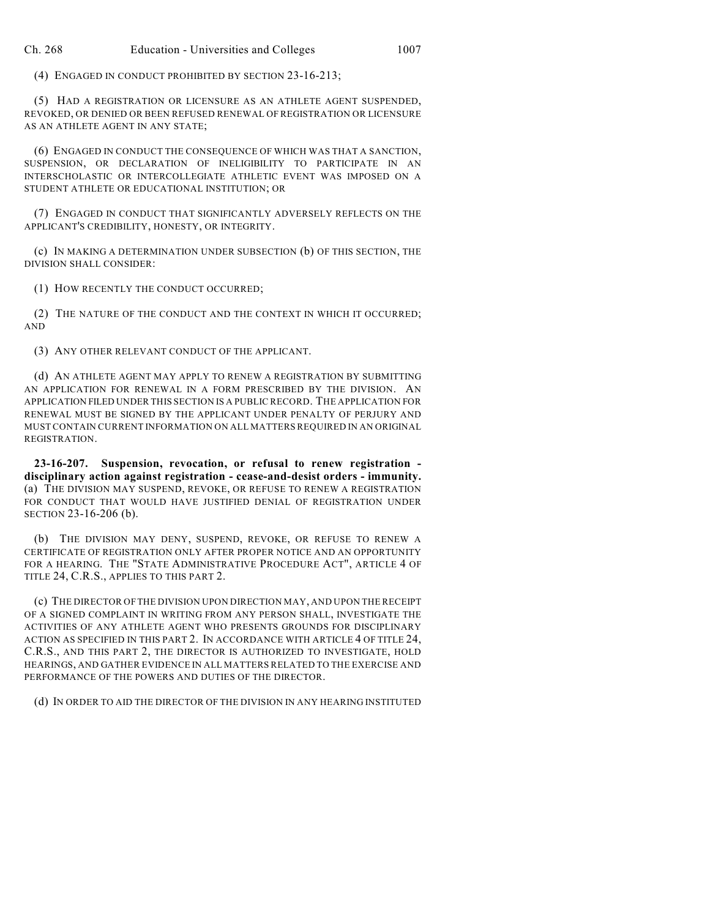(4) ENGAGED IN CONDUCT PROHIBITED BY SECTION 23-16-213;

(5) HAD A REGISTRATION OR LICENSURE AS AN ATHLETE AGENT SUSPENDED, REVOKED, OR DENIED OR BEEN REFUSED RENEWAL OF REGISTRATION OR LICENSURE AS AN ATHLETE AGENT IN ANY STATE;

(6) ENGAGED IN CONDUCT THE CONSEQUENCE OF WHICH WAS THAT A SANCTION, SUSPENSION, OR DECLARATION OF INELIGIBILITY TO PARTICIPATE IN AN INTERSCHOLASTIC OR INTERCOLLEGIATE ATHLETIC EVENT WAS IMPOSED ON A STUDENT ATHLETE OR EDUCATIONAL INSTITUTION; OR

(7) ENGAGED IN CONDUCT THAT SIGNIFICANTLY ADVERSELY REFLECTS ON THE APPLICANT'S CREDIBILITY, HONESTY, OR INTEGRITY.

(c) IN MAKING A DETERMINATION UNDER SUBSECTION (b) OF THIS SECTION, THE DIVISION SHALL CONSIDER:

(1) HOW RECENTLY THE CONDUCT OCCURRED;

(2) THE NATURE OF THE CONDUCT AND THE CONTEXT IN WHICH IT OCCURRED; AND

(3) ANY OTHER RELEVANT CONDUCT OF THE APPLICANT.

(d) AN ATHLETE AGENT MAY APPLY TO RENEW A REGISTRATION BY SUBMITTING AN APPLICATION FOR RENEWAL IN A FORM PRESCRIBED BY THE DIVISION. AN APPLICATION FILED UNDER THIS SECTION IS A PUBLIC RECORD. THE APPLICATION FOR RENEWAL MUST BE SIGNED BY THE APPLICANT UNDER PENALTY OF PERJURY AND MUST CONTAIN CURRENT INFORMATION ON ALL MATTERS REQUIRED IN AN ORIGINAL REGISTRATION.

**23-16-207. Suspension, revocation, or refusal to renew registration - disciplinary action against registration - cease-and-desist orders - immunity.** (a) THE DIVISION MAY SUSPEND, REVOKE, OR REFUSE TO RENEW A REGISTRATION FOR CONDUCT THAT WOULD HAVE JUSTIFIED DENIAL OF REGISTRATION UNDER SECTION 23-16-206 (b).

(b) THE DIVISION MAY DENY, SUSPEND, REVOKE, OR REFUSE TO RENEW A CERTIFICATE OF REGISTRATION ONLY AFTER PROPER NOTICE AND AN OPPORTUNITY FOR A HEARING. THE "STATE ADMINISTRATIVE PROCEDURE ACT", ARTICLE 4 OF TITLE 24, C.R.S., APPLIES TO THIS PART 2.

(c) THE DIRECTOR OF THE DIVISION UPON DIRECTION MAY, AND UPON THE RECEIPT OF A SIGNED COMPLAINT IN WRITING FROM ANY PERSON SHALL, INVESTIGATE THE ACTIVITIES OF ANY ATHLETE AGENT WHO PRESENTS GROUNDS FOR DISCIPLINARY ACTION AS SPECIFIED IN THIS PART 2. IN ACCORDANCE WITH ARTICLE 4 OF TITLE 24, C.R.S., AND THIS PART 2, THE DIRECTOR IS AUTHORIZED TO INVESTIGATE, HOLD HEARINGS, AND GATHER EVIDENCE IN ALL MATTERS RELATED TO THE EXERCISE AND PERFORMANCE OF THE POWERS AND DUTIES OF THE DIRECTOR.

(d) IN ORDER TO AID THE DIRECTOR OF THE DIVISION IN ANY HEARING INSTITUTED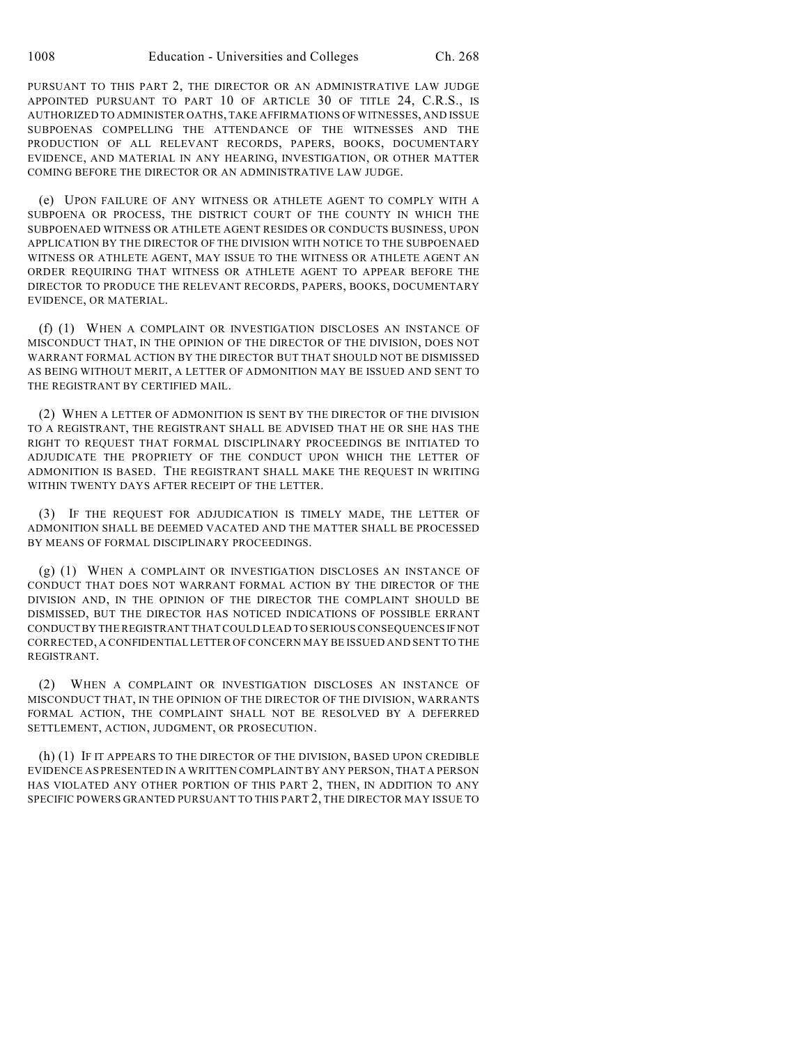PURSUANT TO THIS PART 2, THE DIRECTOR OR AN ADMINISTRATIVE LAW JUDGE APPOINTED PURSUANT TO PART 10 OF ARTICLE 30 OF TITLE 24, C.R.S., IS AUTHORIZED TO ADMINISTER OATHS, TAKE AFFIRMATIONS OF WITNESSES, AND ISSUE SUBPOENAS COMPELLING THE ATTENDANCE OF THE WITNESSES AND THE PRODUCTION OF ALL RELEVANT RECORDS, PAPERS, BOOKS, DOCUMENTARY EVIDENCE, AND MATERIAL IN ANY HEARING, INVESTIGATION, OR OTHER MATTER COMING BEFORE THE DIRECTOR OR AN ADMINISTRATIVE LAW JUDGE.

(e) UPON FAILURE OF ANY WITNESS OR ATHLETE AGENT TO COMPLY WITH A SUBPOENA OR PROCESS, THE DISTRICT COURT OF THE COUNTY IN WHICH THE SUBPOENAED WITNESS OR ATHLETE AGENT RESIDES OR CONDUCTS BUSINESS, UPON APPLICATION BY THE DIRECTOR OF THE DIVISION WITH NOTICE TO THE SUBPOENAED WITNESS OR ATHLETE AGENT, MAY ISSUE TO THE WITNESS OR ATHLETE AGENT AN ORDER REQUIRING THAT WITNESS OR ATHLETE AGENT TO APPEAR BEFORE THE DIRECTOR TO PRODUCE THE RELEVANT RECORDS, PAPERS, BOOKS, DOCUMENTARY EVIDENCE, OR MATERIAL.

(f) (1) WHEN A COMPLAINT OR INVESTIGATION DISCLOSES AN INSTANCE OF MISCONDUCT THAT, IN THE OPINION OF THE DIRECTOR OF THE DIVISION, DOES NOT WARRANT FORMAL ACTION BY THE DIRECTOR BUT THAT SHOULD NOT BE DISMISSED AS BEING WITHOUT MERIT, A LETTER OF ADMONITION MAY BE ISSUED AND SENT TO THE REGISTRANT BY CERTIFIED MAIL.

(2) WHEN A LETTER OF ADMONITION IS SENT BY THE DIRECTOR OF THE DIVISION TO A REGISTRANT, THE REGISTRANT SHALL BE ADVISED THAT HE OR SHE HAS THE RIGHT TO REQUEST THAT FORMAL DISCIPLINARY PROCEEDINGS BE INITIATED TO ADJUDICATE THE PROPRIETY OF THE CONDUCT UPON WHICH THE LETTER OF ADMONITION IS BASED. THE REGISTRANT SHALL MAKE THE REQUEST IN WRITING WITHIN TWENTY DAYS AFTER RECEIPT OF THE LETTER.

(3) IF THE REQUEST FOR ADJUDICATION IS TIMELY MADE, THE LETTER OF ADMONITION SHALL BE DEEMED VACATED AND THE MATTER SHALL BE PROCESSED BY MEANS OF FORMAL DISCIPLINARY PROCEEDINGS.

(g) (1) WHEN A COMPLAINT OR INVESTIGATION DISCLOSES AN INSTANCE OF CONDUCT THAT DOES NOT WARRANT FORMAL ACTION BY THE DIRECTOR OF THE DIVISION AND, IN THE OPINION OF THE DIRECTOR THE COMPLAINT SHOULD BE DISMISSED, BUT THE DIRECTOR HAS NOTICED INDICATIONS OF POSSIBLE ERRANT CONDUCT BY THE REGISTRANT THAT COULD LEAD TO SERIOUS CONSEQUENCES IF NOT CORRECTED, A CONFIDENTIAL LETTER OF CONCERN MAY BE ISSUED AND SENT TO THE REGISTRANT.

(2) WHEN A COMPLAINT OR INVESTIGATION DISCLOSES AN INSTANCE OF MISCONDUCT THAT, IN THE OPINION OF THE DIRECTOR OF THE DIVISION, WARRANTS FORMAL ACTION, THE COMPLAINT SHALL NOT BE RESOLVED BY A DEFERRED SETTLEMENT, ACTION, JUDGMENT, OR PROSECUTION.

(h) (1) IF IT APPEARS TO THE DIRECTOR OF THE DIVISION, BASED UPON CREDIBLE EVIDENCE AS PRESENTED IN A WRITTEN COMPLAINT BY ANY PERSON, THAT A PERSON HAS VIOLATED ANY OTHER PORTION OF THIS PART 2, THEN, IN ADDITION TO ANY SPECIFIC POWERS GRANTED PURSUANT TO THIS PART 2, THE DIRECTOR MAY ISSUE TO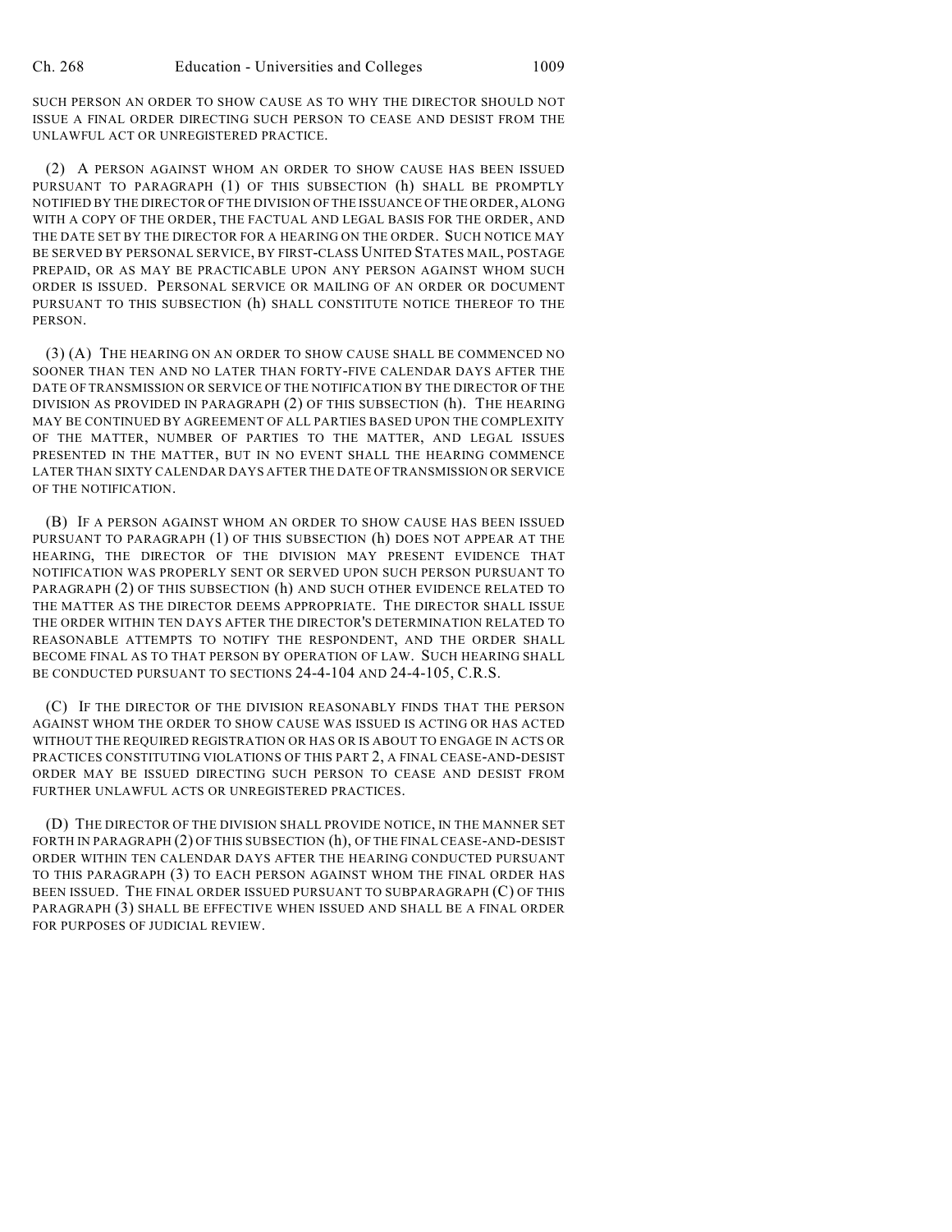SUCH PERSON AN ORDER TO SHOW CAUSE AS TO WHY THE DIRECTOR SHOULD NOT ISSUE A FINAL ORDER DIRECTING SUCH PERSON TO CEASE AND DESIST FROM THE UNLAWFUL ACT OR UNREGISTERED PRACTICE.

(2) A PERSON AGAINST WHOM AN ORDER TO SHOW CAUSE HAS BEEN ISSUED PURSUANT TO PARAGRAPH (1) OF THIS SUBSECTION (h) SHALL BE PROMPTLY NOTIFIED BY THE DIRECTOR OF THE DIVISION OF THE ISSUANCE OF THE ORDER, ALONG WITH A COPY OF THE ORDER, THE FACTUAL AND LEGAL BASIS FOR THE ORDER, AND THE DATE SET BY THE DIRECTOR FOR A HEARING ON THE ORDER. SUCH NOTICE MAY BE SERVED BY PERSONAL SERVICE, BY FIRST-CLASS UNITED STATES MAIL, POSTAGE PREPAID, OR AS MAY BE PRACTICABLE UPON ANY PERSON AGAINST WHOM SUCH ORDER IS ISSUED. PERSONAL SERVICE OR MAILING OF AN ORDER OR DOCUMENT PURSUANT TO THIS SUBSECTION (h) SHALL CONSTITUTE NOTICE THEREOF TO THE PERSON.

(3) (A) THE HEARING ON AN ORDER TO SHOW CAUSE SHALL BE COMMENCED NO SOONER THAN TEN AND NO LATER THAN FORTY-FIVE CALENDAR DAYS AFTER THE DATE OF TRANSMISSION OR SERVICE OF THE NOTIFICATION BY THE DIRECTOR OF THE DIVISION AS PROVIDED IN PARAGRAPH (2) OF THIS SUBSECTION (h). THE HEARING MAY BE CONTINUED BY AGREEMENT OF ALL PARTIES BASED UPON THE COMPLEXITY OF THE MATTER, NUMBER OF PARTIES TO THE MATTER, AND LEGAL ISSUES PRESENTED IN THE MATTER, BUT IN NO EVENT SHALL THE HEARING COMMENCE LATER THAN SIXTY CALENDAR DAYS AFTER THE DATE OF TRANSMISSION OR SERVICE OF THE NOTIFICATION.

(B) IF A PERSON AGAINST WHOM AN ORDER TO SHOW CAUSE HAS BEEN ISSUED PURSUANT TO PARAGRAPH (1) OF THIS SUBSECTION (h) DOES NOT APPEAR AT THE HEARING, THE DIRECTOR OF THE DIVISION MAY PRESENT EVIDENCE THAT NOTIFICATION WAS PROPERLY SENT OR SERVED UPON SUCH PERSON PURSUANT TO PARAGRAPH (2) OF THIS SUBSECTION (h) AND SUCH OTHER EVIDENCE RELATED TO THE MATTER AS THE DIRECTOR DEEMS APPROPRIATE. THE DIRECTOR SHALL ISSUE THE ORDER WITHIN TEN DAYS AFTER THE DIRECTOR'S DETERMINATION RELATED TO REASONABLE ATTEMPTS TO NOTIFY THE RESPONDENT, AND THE ORDER SHALL BECOME FINAL AS TO THAT PERSON BY OPERATION OF LAW. SUCH HEARING SHALL BE CONDUCTED PURSUANT TO SECTIONS 24-4-104 AND 24-4-105, C.R.S.

(C) IF THE DIRECTOR OF THE DIVISION REASONABLY FINDS THAT THE PERSON AGAINST WHOM THE ORDER TO SHOW CAUSE WAS ISSUED IS ACTING OR HAS ACTED WITHOUT THE REQUIRED REGISTRATION OR HAS OR IS ABOUT TO ENGAGE IN ACTS OR PRACTICES CONSTITUTING VIOLATIONS OF THIS PART 2, A FINAL CEASE-AND-DESIST ORDER MAY BE ISSUED DIRECTING SUCH PERSON TO CEASE AND DESIST FROM FURTHER UNLAWFUL ACTS OR UNREGISTERED PRACTICES.

(D) THE DIRECTOR OF THE DIVISION SHALL PROVIDE NOTICE, IN THE MANNER SET FORTH IN PARAGRAPH (2) OF THIS SUBSECTION (h), OF THE FINAL CEASE-AND-DESIST ORDER WITHIN TEN CALENDAR DAYS AFTER THE HEARING CONDUCTED PURSUANT TO THIS PARAGRAPH (3) TO EACH PERSON AGAINST WHOM THE FINAL ORDER HAS BEEN ISSUED. THE FINAL ORDER ISSUED PURSUANT TO SUBPARAGRAPH (C) OF THIS PARAGRAPH (3) SHALL BE EFFECTIVE WHEN ISSUED AND SHALL BE A FINAL ORDER FOR PURPOSES OF JUDICIAL REVIEW.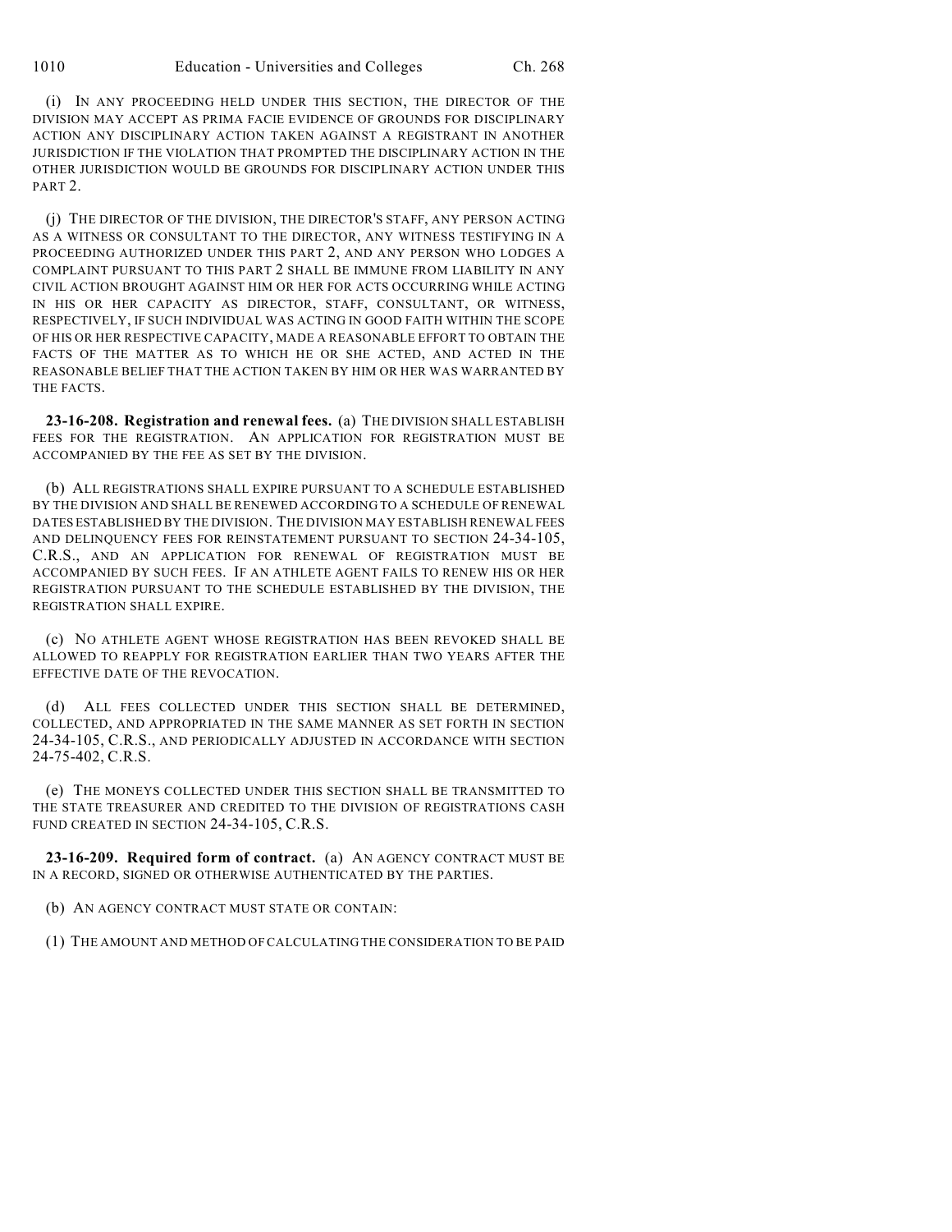(i) IN ANY PROCEEDING HELD UNDER THIS SECTION, THE DIRECTOR OF THE DIVISION MAY ACCEPT AS PRIMA FACIE EVIDENCE OF GROUNDS FOR DISCIPLINARY ACTION ANY DISCIPLINARY ACTION TAKEN AGAINST A REGISTRANT IN ANOTHER JURISDICTION IF THE VIOLATION THAT PROMPTED THE DISCIPLINARY ACTION IN THE OTHER JURISDICTION WOULD BE GROUNDS FOR DISCIPLINARY ACTION UNDER THIS PART 2.

(j) THE DIRECTOR OF THE DIVISION, THE DIRECTOR'S STAFF, ANY PERSON ACTING AS A WITNESS OR CONSULTANT TO THE DIRECTOR, ANY WITNESS TESTIFYING IN A PROCEEDING AUTHORIZED UNDER THIS PART 2, AND ANY PERSON WHO LODGES A COMPLAINT PURSUANT TO THIS PART 2 SHALL BE IMMUNE FROM LIABILITY IN ANY CIVIL ACTION BROUGHT AGAINST HIM OR HER FOR ACTS OCCURRING WHILE ACTING IN HIS OR HER CAPACITY AS DIRECTOR, STAFF, CONSULTANT, OR WITNESS, RESPECTIVELY, IF SUCH INDIVIDUAL WAS ACTING IN GOOD FAITH WITHIN THE SCOPE OF HIS OR HER RESPECTIVE CAPACITY, MADE A REASONABLE EFFORT TO OBTAIN THE FACTS OF THE MATTER AS TO WHICH HE OR SHE ACTED, AND ACTED IN THE REASONABLE BELIEF THAT THE ACTION TAKEN BY HIM OR HER WAS WARRANTED BY THE FACTS.

**23-16-208. Registration and renewal fees.** (a) THE DIVISION SHALL ESTABLISH FEES FOR THE REGISTRATION. AN APPLICATION FOR REGISTRATION MUST BE ACCOMPANIED BY THE FEE AS SET BY THE DIVISION.

(b) ALL REGISTRATIONS SHALL EXPIRE PURSUANT TO A SCHEDULE ESTABLISHED BY THE DIVISION AND SHALL BE RENEWED ACCORDING TO A SCHEDULE OF RENEWAL DATES ESTABLISHED BY THE DIVISION. THE DIVISION MAY ESTABLISH RENEWAL FEES AND DELINQUENCY FEES FOR REINSTATEMENT PURSUANT TO SECTION 24-34-105, C.R.S., AND AN APPLICATION FOR RENEWAL OF REGISTRATION MUST BE ACCOMPANIED BY SUCH FEES. IF AN ATHLETE AGENT FAILS TO RENEW HIS OR HER REGISTRATION PURSUANT TO THE SCHEDULE ESTABLISHED BY THE DIVISION, THE REGISTRATION SHALL EXPIRE.

(c) NO ATHLETE AGENT WHOSE REGISTRATION HAS BEEN REVOKED SHALL BE ALLOWED TO REAPPLY FOR REGISTRATION EARLIER THAN TWO YEARS AFTER THE EFFECTIVE DATE OF THE REVOCATION.

(d) ALL FEES COLLECTED UNDER THIS SECTION SHALL BE DETERMINED, COLLECTED, AND APPROPRIATED IN THE SAME MANNER AS SET FORTH IN SECTION 24-34-105, C.R.S., AND PERIODICALLY ADJUSTED IN ACCORDANCE WITH SECTION 24-75-402, C.R.S.

(e) THE MONEYS COLLECTED UNDER THIS SECTION SHALL BE TRANSMITTED TO THE STATE TREASURER AND CREDITED TO THE DIVISION OF REGISTRATIONS CASH FUND CREATED IN SECTION 24-34-105, C.R.S.

**23-16-209. Required form of contract.** (a) AN AGENCY CONTRACT MUST BE IN A RECORD, SIGNED OR OTHERWISE AUTHENTICATED BY THE PARTIES.

(b) AN AGENCY CONTRACT MUST STATE OR CONTAIN:

(1) THE AMOUNT AND METHOD OF CALCULATING THE CONSIDERATION TO BE PAID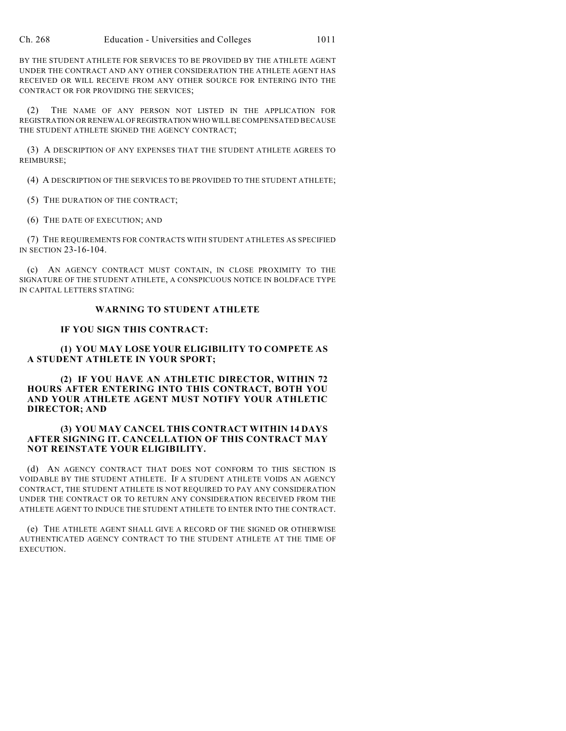BY THE STUDENT ATHLETE FOR SERVICES TO BE PROVIDED BY THE ATHLETE AGENT UNDER THE CONTRACT AND ANY OTHER CONSIDERATION THE ATHLETE AGENT HAS RECEIVED OR WILL RECEIVE FROM ANY OTHER SOURCE FOR ENTERING INTO THE CONTRACT OR FOR PROVIDING THE SERVICES;

(2) THE NAME OF ANY PERSON NOT LISTED IN THE APPLICATION FOR REGISTRATION OR RENEWAL OF REGISTRATION WHO WILL BE COMPENSATED BECAUSE THE STUDENT ATHLETE SIGNED THE AGENCY CONTRACT;

(3) A DESCRIPTION OF ANY EXPENSES THAT THE STUDENT ATHLETE AGREES TO REIMBURSE;

(4) A DESCRIPTION OF THE SERVICES TO BE PROVIDED TO THE STUDENT ATHLETE;

(5) THE DURATION OF THE CONTRACT;

(6) THE DATE OF EXECUTION; AND

(7) THE REQUIREMENTS FOR CONTRACTS WITH STUDENT ATHLETES AS SPECIFIED IN SECTION 23-16-104.

(c) AN AGENCY CONTRACT MUST CONTAIN, IN CLOSE PROXIMITY TO THE SIGNATURE OF THE STUDENT ATHLETE, A CONSPICUOUS NOTICE IN BOLDFACE TYPE IN CAPITAL LETTERS STATING:

**WARNING TO STUDENT ATHLETE**

**IF YOU SIGN THIS CONTRACT:**

**(1) YOU MAY LOSE YOUR ELIGIBILITY TO COMPETE AS A STUDENT ATHLETE IN YOUR SPORT;**

**(2) IF YOU HAVE AN ATHLETIC DIRECTOR, WITHIN 72 HOURS AFTER ENTERING INTO THIS CONTRACT, BOTH YOU AND YOUR ATHLETE AGENT MUST NOTIFY YOUR ATHLETIC DIRECTOR; AND**

**(3) YOU MAY CANCEL THIS CONTRACT WITHIN 14 DAYS AFTER SIGNING IT. CANCELLATION OF THIS CONTRACT MAY NOT REINSTATE YOUR ELIGIBILITY.**

(d) AN AGENCY CONTRACT THAT DOES NOT CONFORM TO THIS SECTION IS VOIDABLE BY THE STUDENT ATHLETE. IF A STUDENT ATHLETE VOIDS AN AGENCY CONTRACT, THE STUDENT ATHLETE IS NOT REQUIRED TO PAY ANY CONSIDERATION UNDER THE CONTRACT OR TO RETURN ANY CONSIDERATION RECEIVED FROM THE ATHLETE AGENT TO INDUCE THE STUDENT ATHLETE TO ENTER INTO THE CONTRACT.

(e) THE ATHLETE AGENT SHALL GIVE A RECORD OF THE SIGNED OR OTHERWISE AUTHENTICATED AGENCY CONTRACT TO THE STUDENT ATHLETE AT THE TIME OF EXECUTION.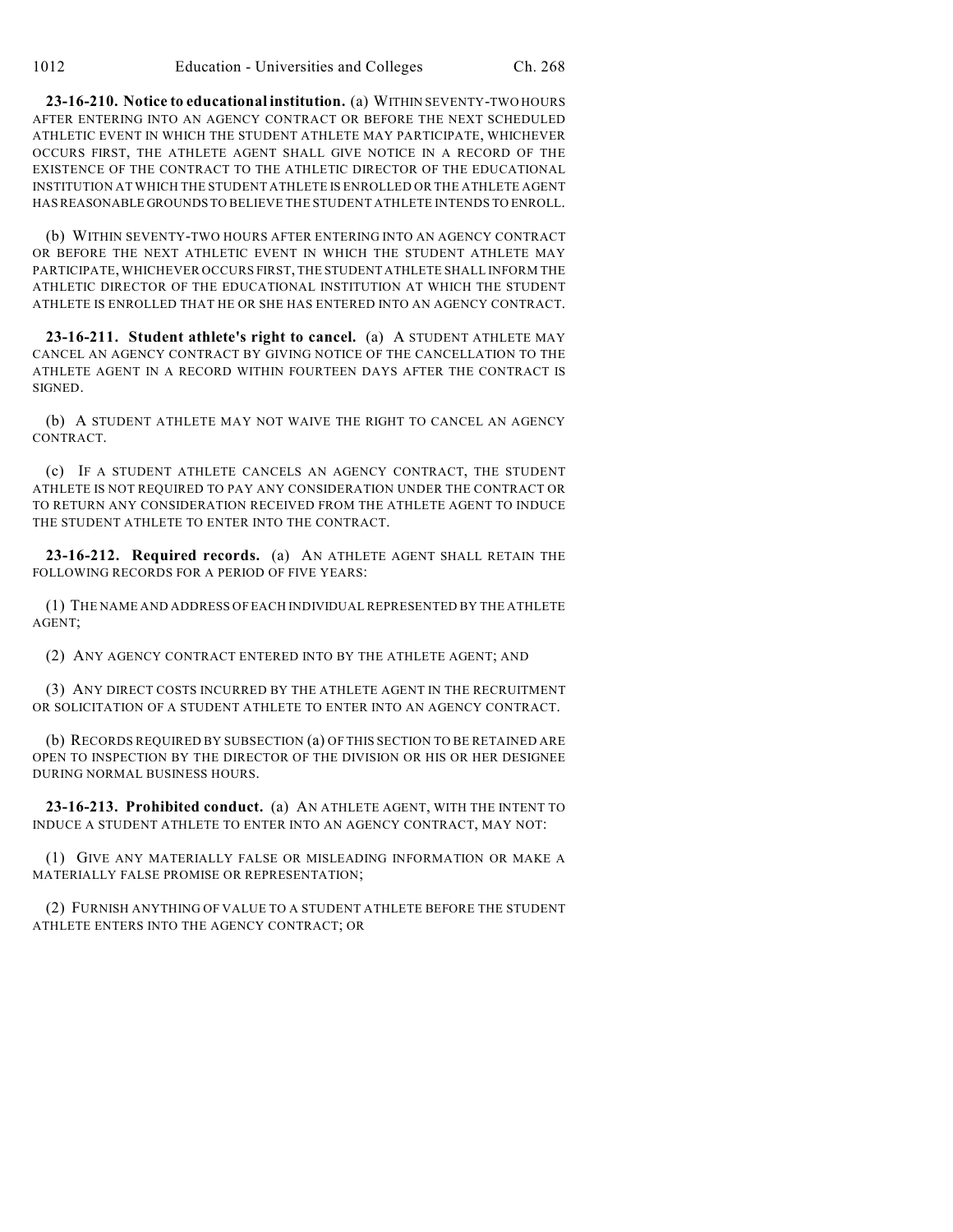**23-16-210. Notice to educational institution.** (a) WITHIN SEVENTY-TWO HOURS AFTER ENTERING INTO AN AGENCY CONTRACT OR BEFORE THE NEXT SCHEDULED ATHLETIC EVENT IN WHICH THE STUDENT ATHLETE MAY PARTICIPATE, WHICHEVER OCCURS FIRST, THE ATHLETE AGENT SHALL GIVE NOTICE IN A RECORD OF THE EXISTENCE OF THE CONTRACT TO THE ATHLETIC DIRECTOR OF THE EDUCATIONAL INSTITUTION AT WHICH THE STUDENT ATHLETE IS ENROLLED OR THE ATHLETE AGENT HAS REASONABLE GROUNDS TO BELIEVE THE STUDENT ATHLETE INTENDS TO ENROLL.

(b) WITHIN SEVENTY-TWO HOURS AFTER ENTERING INTO AN AGENCY CONTRACT OR BEFORE THE NEXT ATHLETIC EVENT IN WHICH THE STUDENT ATHLETE MAY PARTICIPATE, WHICHEVER OCCURS FIRST, THE STUDENT ATHLETE SHALL INFORM THE ATHLETIC DIRECTOR OF THE EDUCATIONAL INSTITUTION AT WHICH THE STUDENT ATHLETE IS ENROLLED THAT HE OR SHE HAS ENTERED INTO AN AGENCY CONTRACT.

**23-16-211. Student athlete's right to cancel.** (a) A STUDENT ATHLETE MAY CANCEL AN AGENCY CONTRACT BY GIVING NOTICE OF THE CANCELLATION TO THE ATHLETE AGENT IN A RECORD WITHIN FOURTEEN DAYS AFTER THE CONTRACT IS SIGNED.

(b) A STUDENT ATHLETE MAY NOT WAIVE THE RIGHT TO CANCEL AN AGENCY CONTRACT.

(c) IF A STUDENT ATHLETE CANCELS AN AGENCY CONTRACT, THE STUDENT ATHLETE IS NOT REQUIRED TO PAY ANY CONSIDERATION UNDER THE CONTRACT OR TO RETURN ANY CONSIDERATION RECEIVED FROM THE ATHLETE AGENT TO INDUCE THE STUDENT ATHLETE TO ENTER INTO THE CONTRACT.

**23-16-212. Required records.** (a) AN ATHLETE AGENT SHALL RETAIN THE FOLLOWING RECORDS FOR A PERIOD OF FIVE YEARS:

(1) THE NAME AND ADDRESS OF EACH INDIVIDUAL REPRESENTED BY THE ATHLETE AGENT;

(2) ANY AGENCY CONTRACT ENTERED INTO BY THE ATHLETE AGENT; AND

(3) ANY DIRECT COSTS INCURRED BY THE ATHLETE AGENT IN THE RECRUITMENT OR SOLICITATION OF A STUDENT ATHLETE TO ENTER INTO AN AGENCY CONTRACT.

(b) RECORDS REQUIRED BY SUBSECTION (a) OF THIS SECTION TO BE RETAINED ARE OPEN TO INSPECTION BY THE DIRECTOR OF THE DIVISION OR HIS OR HER DESIGNEE DURING NORMAL BUSINESS HOURS.

**23-16-213. Prohibited conduct.** (a) AN ATHLETE AGENT, WITH THE INTENT TO INDUCE A STUDENT ATHLETE TO ENTER INTO AN AGENCY CONTRACT, MAY NOT:

(1) GIVE ANY MATERIALLY FALSE OR MISLEADING INFORMATION OR MAKE A MATERIALLY FALSE PROMISE OR REPRESENTATION;

(2) FURNISH ANYTHING OF VALUE TO A STUDENT ATHLETE BEFORE THE STUDENT ATHLETE ENTERS INTO THE AGENCY CONTRACT; OR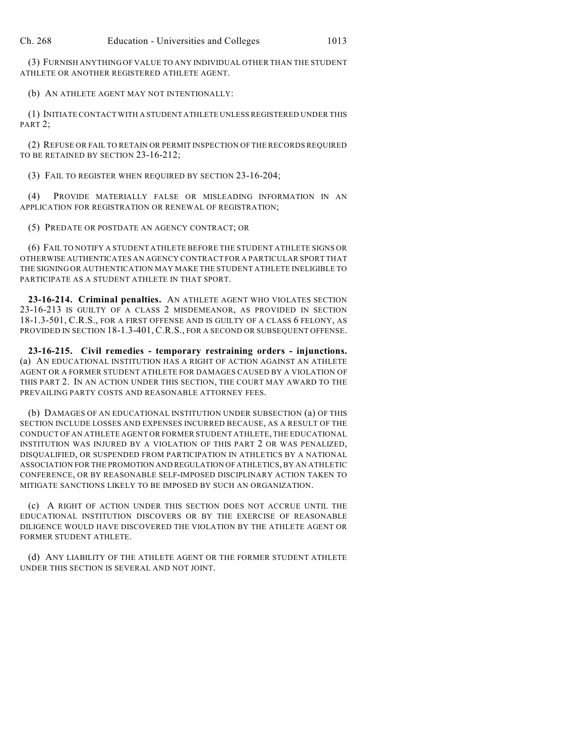(3) FURNISH ANYTHING OF VALUE TO ANY INDIVIDUAL OTHER THAN THE STUDENT ATHLETE OR ANOTHER REGISTERED ATHLETE AGENT.

(b) AN ATHLETE AGENT MAY NOT INTENTIONALLY:

(1) INITIATE CONTACT WITH A STUDENT ATHLETE UNLESS REGISTERED UNDER THIS PART 2;

(2) REFUSE OR FAIL TO RETAIN OR PERMIT INSPECTION OF THE RECORDS REQUIRED TO BE RETAINED BY SECTION 23-16-212;

(3) FAIL TO REGISTER WHEN REQUIRED BY SECTION 23-16-204;

(4) PROVIDE MATERIALLY FALSE OR MISLEADING INFORMATION IN AN APPLICATION FOR REGISTRATION OR RENEWAL OF REGISTRATION;

(5) PREDATE OR POSTDATE AN AGENCY CONTRACT; OR

(6) FAIL TO NOTIFY A STUDENT ATHLETE BEFORE THE STUDENT ATHLETE SIGNS OR OTHERWISE AUTHENTICATES AN AGENCY CONTRACT FOR A PARTICULAR SPORT THAT THE SIGNING OR AUTHENTICATION MAY MAKE THE STUDENT ATHLETE INELIGIBLE TO PARTICIPATE AS A STUDENT ATHLETE IN THAT SPORT.

**23-16-214. Criminal penalties.** AN ATHLETE AGENT WHO VIOLATES SECTION 23-16-213 IS GUILTY OF A CLASS 2 MISDEMEANOR, AS PROVIDED IN SECTION 18-1.3-501, C.R.S., FOR A FIRST OFFENSE AND IS GUILTY OF A CLASS 6 FELONY, AS PROVIDED IN SECTION 18-1.3-401, C.R.S., FOR A SECOND OR SUBSEQUENT OFFENSE.

**23-16-215. Civil remedies - temporary restraining orders - injunctions.** (a) AN EDUCATIONAL INSTITUTION HAS A RIGHT OF ACTION AGAINST AN ATHLETE AGENT OR A FORMER STUDENT ATHLETE FOR DAMAGES CAUSED BY A VIOLATION OF THIS PART 2. IN AN ACTION UNDER THIS SECTION, THE COURT MAY AWARD TO THE PREVAILING PARTY COSTS AND REASONABLE ATTORNEY FEES.

(b) DAMAGES OF AN EDUCATIONAL INSTITUTION UNDER SUBSECTION (a) OF THIS SECTION INCLUDE LOSSES AND EXPENSES INCURRED BECAUSE, AS A RESULT OF THE CONDUCT OF AN ATHLETE AGENT OR FORMER STUDENT ATHLETE, THE EDUCATIONAL INSTITUTION WAS INJURED BY A VIOLATION OF THIS PART 2 OR WAS PENALIZED, DISQUALIFIED, OR SUSPENDED FROM PARTICIPATION IN ATHLETICS BY A NATIONAL ASSOCIATION FOR THE PROMOTION AND REGULATION OF ATHLETICS, BY AN ATHLETIC CONFERENCE, OR BY REASONABLE SELF-IMPOSED DISCIPLINARY ACTION TAKEN TO MITIGATE SANCTIONS LIKELY TO BE IMPOSED BY SUCH AN ORGANIZATION.

(c) A RIGHT OF ACTION UNDER THIS SECTION DOES NOT ACCRUE UNTIL THE EDUCATIONAL INSTITUTION DISCOVERS OR BY THE EXERCISE OF REASONABLE DILIGENCE WOULD HAVE DISCOVERED THE VIOLATION BY THE ATHLETE AGENT OR FORMER STUDENT ATHLETE.

(d) ANY LIABILITY OF THE ATHLETE AGENT OR THE FORMER STUDENT ATHLETE UNDER THIS SECTION IS SEVERAL AND NOT JOINT.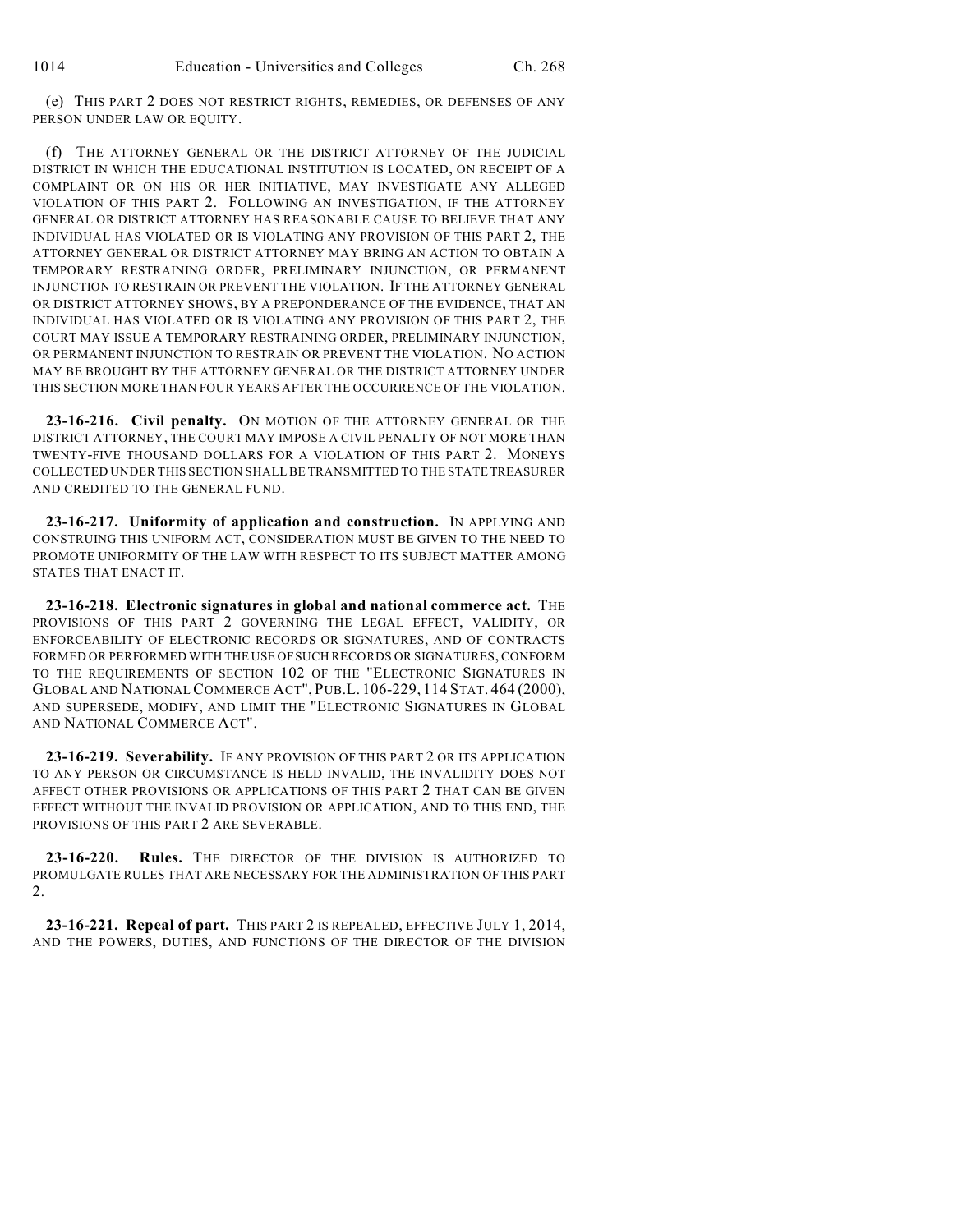(e) THIS PART 2 DOES NOT RESTRICT RIGHTS, REMEDIES, OR DEFENSES OF ANY PERSON UNDER LAW OR EQUITY.

(f) THE ATTORNEY GENERAL OR THE DISTRICT ATTORNEY OF THE JUDICIAL DISTRICT IN WHICH THE EDUCATIONAL INSTITUTION IS LOCATED, ON RECEIPT OF A COMPLAINT OR ON HIS OR HER INITIATIVE, MAY INVESTIGATE ANY ALLEGED VIOLATION OF THIS PART 2. FOLLOWING AN INVESTIGATION, IF THE ATTORNEY GENERAL OR DISTRICT ATTORNEY HAS REASONABLE CAUSE TO BELIEVE THAT ANY INDIVIDUAL HAS VIOLATED OR IS VIOLATING ANY PROVISION OF THIS PART 2, THE ATTORNEY GENERAL OR DISTRICT ATTORNEY MAY BRING AN ACTION TO OBTAIN A TEMPORARY RESTRAINING ORDER, PRELIMINARY INJUNCTION, OR PERMANENT INJUNCTION TO RESTRAIN OR PREVENT THE VIOLATION. IF THE ATTORNEY GENERAL OR DISTRICT ATTORNEY SHOWS, BY A PREPONDERANCE OF THE EVIDENCE, THAT AN INDIVIDUAL HAS VIOLATED OR IS VIOLATING ANY PROVISION OF THIS PART 2, THE COURT MAY ISSUE A TEMPORARY RESTRAINING ORDER, PRELIMINARY INJUNCTION, OR PERMANENT INJUNCTION TO RESTRAIN OR PREVENT THE VIOLATION. NO ACTION MAY BE BROUGHT BY THE ATTORNEY GENERAL OR THE DISTRICT ATTORNEY UNDER THIS SECTION MORE THAN FOUR YEARS AFTER THE OCCURRENCE OF THE VIOLATION.

**23-16-216. Civil penalty.** ON MOTION OF THE ATTORNEY GENERAL OR THE DISTRICT ATTORNEY, THE COURT MAY IMPOSE A CIVIL PENALTY OF NOT MORE THAN TWENTY-FIVE THOUSAND DOLLARS FOR A VIOLATION OF THIS PART 2. MONEYS COLLECTED UNDER THIS SECTION SHALL BE TRANSMITTED TO THE STATE TREASURER AND CREDITED TO THE GENERAL FUND.

**23-16-217. Uniformity of application and construction.** IN APPLYING AND CONSTRUING THIS UNIFORM ACT, CONSIDERATION MUST BE GIVEN TO THE NEED TO PROMOTE UNIFORMITY OF THE LAW WITH RESPECT TO ITS SUBJECT MATTER AMONG STATES THAT ENACT IT.

**23-16-218. Electronic signatures in global and national commerce act.** THE PROVISIONS OF THIS PART 2 GOVERNING THE LEGAL EFFECT, VALIDITY, OR ENFORCEABILITY OF ELECTRONIC RECORDS OR SIGNATURES, AND OF CONTRACTS FORMED OR PERFORMED WITH THE USE OF SUCH RECORDS OR SIGNATURES, CONFORM TO THE REQUIREMENTS OF SECTION 102 OF THE "ELECTRONIC SIGNATURES IN GLOBAL AND NATIONAL COMMERCE ACT", PUB.L. 106-229, 114 STAT. 464 (2000), AND SUPERSEDE, MODIFY, AND LIMIT THE "ELECTRONIC SIGNATURES IN GLOBAL AND NATIONAL COMMERCE ACT".

**23-16-219. Severability.** IF ANY PROVISION OF THIS PART 2 OR ITS APPLICATION TO ANY PERSON OR CIRCUMSTANCE IS HELD INVALID, THE INVALIDITY DOES NOT AFFECT OTHER PROVISIONS OR APPLICATIONS OF THIS PART 2 THAT CAN BE GIVEN EFFECT WITHOUT THE INVALID PROVISION OR APPLICATION, AND TO THIS END, THE PROVISIONS OF THIS PART 2 ARE SEVERABLE.

**23-16-220. Rules.** THE DIRECTOR OF THE DIVISION IS AUTHORIZED TO PROMULGATE RULES THAT ARE NECESSARY FOR THE ADMINISTRATION OF THIS PART 2.

**23-16-221. Repeal of part.** THIS PART 2 IS REPEALED, EFFECTIVE JULY 1, 2014, AND THE POWERS, DUTIES, AND FUNCTIONS OF THE DIRECTOR OF THE DIVISION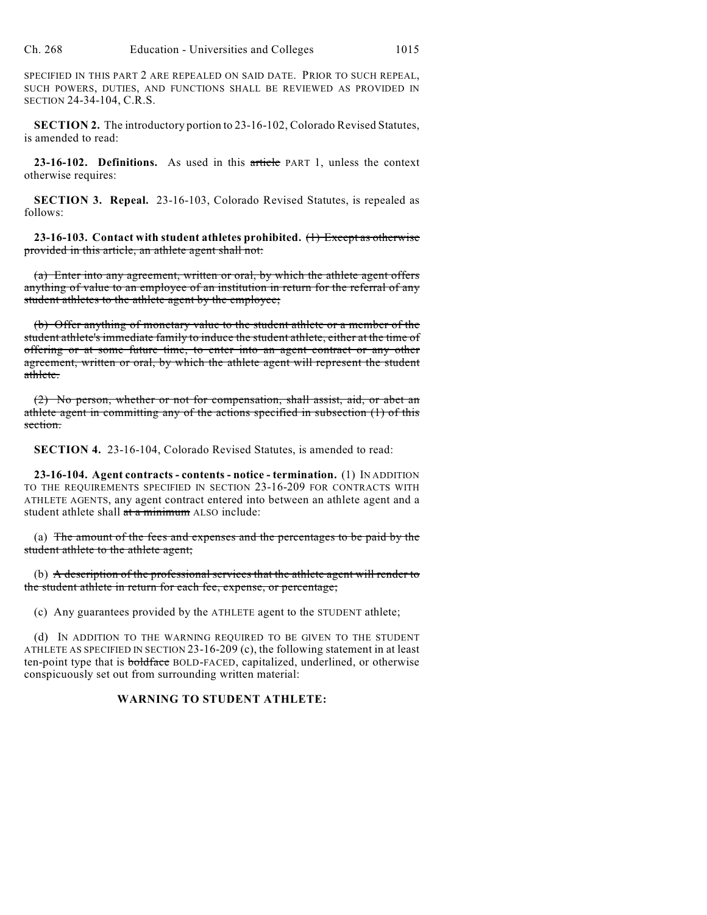SPECIFIED IN THIS PART 2 ARE REPEALED ON SAID DATE. PRIOR TO SUCH REPEAL, SUCH POWERS, DUTIES, AND FUNCTIONS SHALL BE REVIEWED AS PROVIDED IN SECTION 24-34-104, C.R.S.

**SECTION 2.** The introductory portion to 23-16-102, Colorado Revised Statutes, is amended to read:

**23-16-102. Definitions.** As used in this ~~article~~ PART 1, unless the context otherwise requires:

**SECTION 3. Repeal.** 23-16-103, Colorado Revised Statutes, is repealed as follows:

**23-16-103. Contact with student athletes prohibited.** ~~(1) Except as otherwise provided in this article, an athlete agent shall not:~~

~~(a) Enter into any agreement, written or oral, by which the athlete agent offers anything of value to an employee of an institution in return for the referral of any student athletes to the athlete agent by the employee;~~

~~(b) Offer anything of monetary value to the student athlete or a member of the student athlete's immediate family to induce the student athlete, either at the time of offering or at some future time, to enter into an agent contract or any other agreement, written or oral, by which the athlete agent will represent the student athlete.~~

~~(2) No person, whether or not for compensation, shall assist, aid, or abet an athlete agent in committing any of the actions specified in subsection (1) of this section.~~

**SECTION 4.** 23-16-104, Colorado Revised Statutes, is amended to read:

**23-16-104. Agent contracts - contents - notice - termination.** (1) IN ADDITION TO THE REQUIREMENTS SPECIFIED IN SECTION 23-16-209 FOR CONTRACTS WITH ATHLETE AGENTS, any agent contract entered into between an athlete agent and a student athlete shall ~~at a minimum~~ ALSO include:

(a) ~~The amount of the fees and expenses and the percentages to be paid by the student athlete to the athlete agent;~~

(b) ~~A description of the professional services that the athlete agent will render to the student athlete in return for each fee, expense, or percentage;~~

(c) Any guarantees provided by the ATHLETE agent to the STUDENT athlete;

(d) IN ADDITION TO THE WARNING REQUIRED TO BE GIVEN TO THE STUDENT ATHLETE AS SPECIFIED IN SECTION 23-16-209 (c), the following statement in at least ten-point type that is ~~boldface~~ BOLD-FACED, capitalized, underlined, or otherwise conspicuously set out from surrounding written material:

**WARNING TO STUDENT ATHLETE:**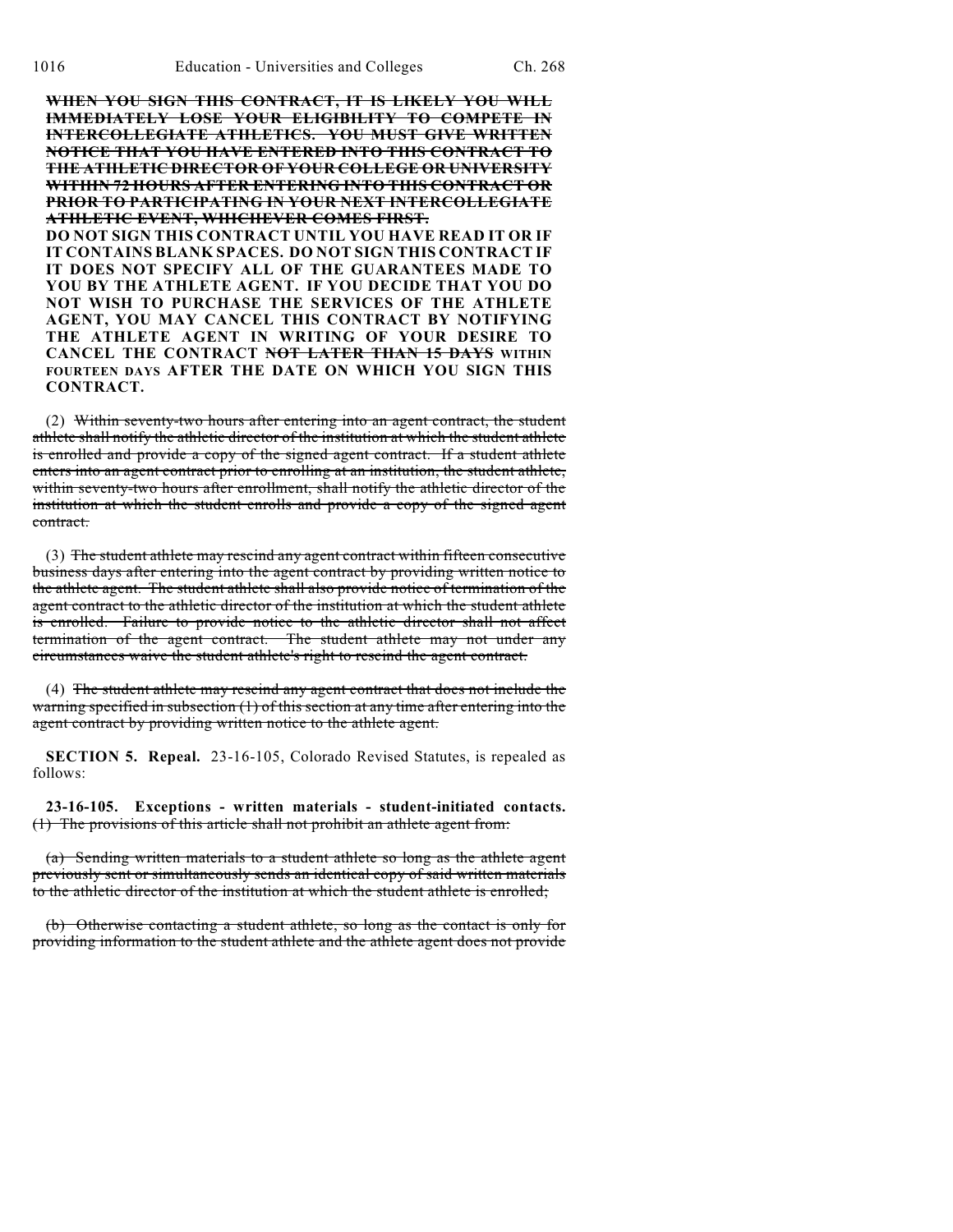~~**WHEN YOU SIGN THIS CONTRACT, IT IS LIKELY YOU WILL IMMEDIATELY LOSE YOUR ELIGIBILITY TO COMPETE IN INTERCOLLEGIATE ATHLETICS. YOU MUST GIVE WRITTEN NOTICE THAT YOU HAVE ENTERED INTO THIS CONTRACT TO THE ATHLETIC DIRECTOR OF YOUR COLLEGE OR UNIVERSITY WITHIN 72 HOURS AFTER ENTERING INTO THIS CONTRACT OR PRIOR TO PARTICIPATING IN YOUR NEXT INTERCOLLEGIATE ATHLETIC EVENT, WHICHEVER COMES FIRST.**~~

**DO NOT SIGN THIS CONTRACT UNTIL YOU HAVE READ IT OR IF IT CONTAINS BLANK SPACES. DO NOT SIGN THIS CONTRACT IF IT DOES NOT SPECIFY ALL OF THE GUARANTEES MADE TO YOU BY THE ATHLETE AGENT. IF YOU DECIDE THAT YOU DO NOT WISH TO PURCHASE THE SERVICES OF THE ATHLETE AGENT, YOU MAY CANCEL THIS CONTRACT BY NOTIFYING THE ATHLETE AGENT IN WRITING OF YOUR DESIRE TO CANCEL THE CONTRACT ~~NOT LATER THAN 15 DAYS~~ WITHIN FOURTEEN DAYS AFTER THE DATE ON WHICH YOU SIGN THIS CONTRACT.**

(2) ~~Within seventy-two hours after entering into an agent contract, the student athlete shall notify the athletic director of the institution at which the student athlete is enrolled and provide a copy of the signed agent contract. If a student athlete enters into an agent contract prior to enrolling at an institution, the student athlete, within seventy-two hours after enrollment, shall notify the athletic director of the institution at which the student enrolls and provide a copy of the signed agent contract.~~

(3) ~~The student athlete may rescind any agent contract within fifteen consecutive business days after entering into the agent contract by providing written notice to the athlete agent. The student athlete shall also provide notice of termination of the agent contract to the athletic director of the institution at which the student athlete is enrolled. Failure to provide notice to the athletic director shall not affect termination of the agent contract. The student athlete may not under any circumstances waive the student athlete's right to rescind the agent contract.~~

(4) ~~The student athlete may rescind any agent contract that does not include the warning specified in subsection (1) of this section at any time after entering into the agent contract by providing written notice to the athlete agent.~~

**SECTION 5. Repeal.** 23-16-105, Colorado Revised Statutes, is repealed as follows:

**23-16-105. Exceptions - written materials - student-initiated contacts.** ~~(1) The provisions of this article shall not prohibit an athlete agent from:~~

~~(a) Sending written materials to a student athlete so long as the athlete agent previously sent or simultaneously sends an identical copy of said written materials to the athletic director of the institution at which the student athlete is enrolled;~~

~~(b) Otherwise contacting a student athlete, so long as the contact is only for providing information to the student athlete and the athlete agent does not provide~~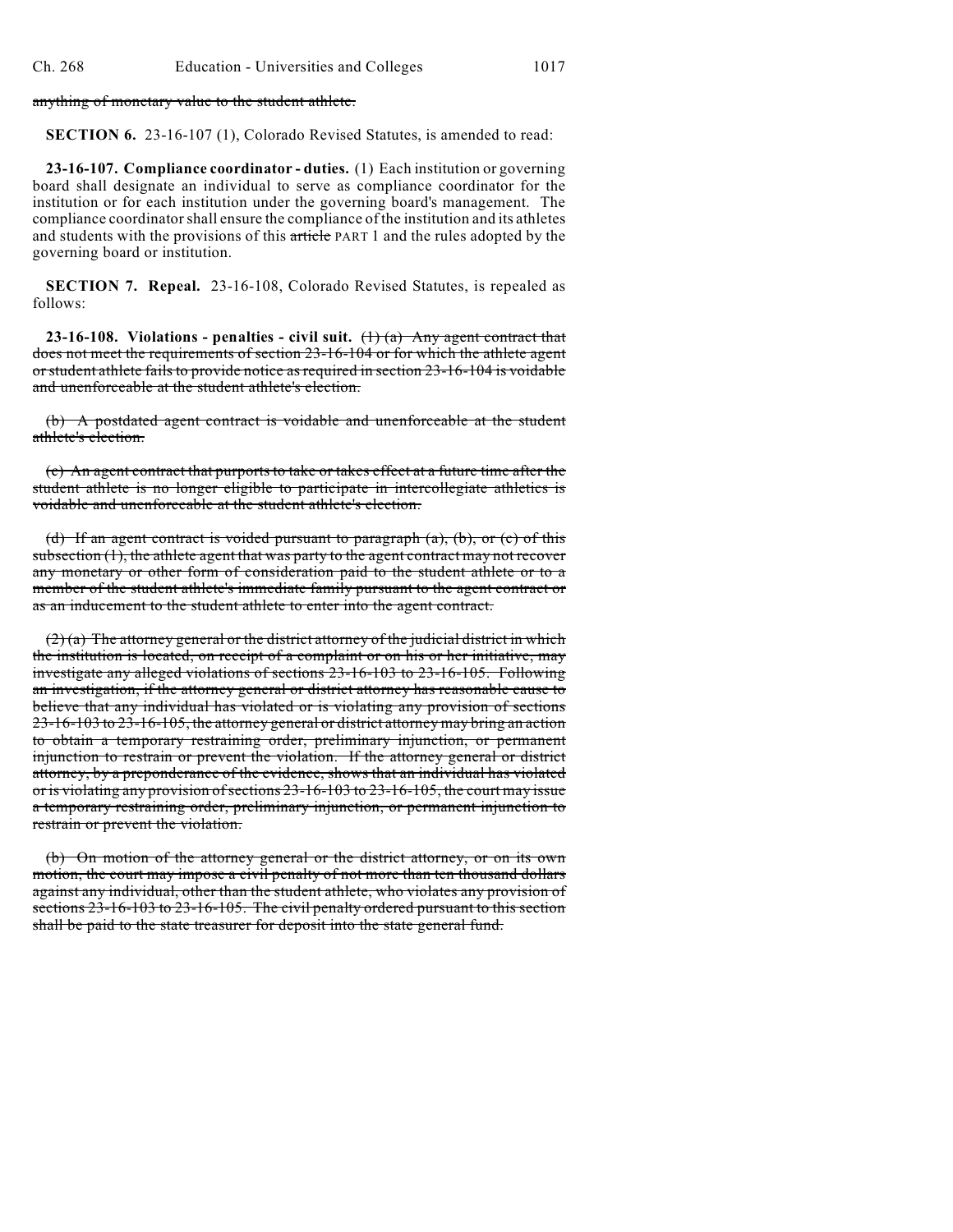~~anything of monetary value to the student athlete.~~

**SECTION 6.** 23-16-107 (1), Colorado Revised Statutes, is amended to read:

**23-16-107. Compliance coordinator - duties.** (1) Each institution or governing board shall designate an individual to serve as compliance coordinator for the institution or for each institution under the governing board's management. The compliance coordinator shall ensure the compliance of the institution and its athletes and students with the provisions of this ~~article~~ PART 1 and the rules adopted by the governing board or institution.

**SECTION 7. Repeal.** 23-16-108, Colorado Revised Statutes, is repealed as follows:

**23-16-108. Violations - penalties - civil suit.** ~~(1) (a) Any agent contract that does not meet the requirements of section 23-16-104 or for which the athlete agent or student athlete fails to provide notice as required in section 23-16-104 is voidable and unenforceable at the student athlete's election.~~

~~(b) A postdated agent contract is voidable and unenforceable at the student athlete's election.~~

~~(c) An agent contract that purports to take or takes effect at a future time after the student athlete is no longer eligible to participate in intercollegiate athletics is voidable and unenforceable at the student athlete's election.~~

~~(d) If an agent contract is voided pursuant to paragraph (a), (b), or (c) of this subsection (1), the athlete agent that was party to the agent contract may not recover any monetary or other form of consideration paid to the student athlete or to a member of the student athlete's immediate family pursuant to the agent contract or as an inducement to the student athlete to enter into the agent contract.~~

~~(2) (a) The attorney general or the district attorney of the judicial district in which the institution is located, on receipt of a complaint or on his or her initiative, may investigate any alleged violations of sections 23-16-103 to 23-16-105. Following an investigation, if the attorney general or district attorney has reasonable cause to believe that any individual has violated or is violating any provision of sections 23-16-103 to 23-16-105, the attorney general or district attorney may bring an action to obtain a temporary restraining order, preliminary injunction, or permanent injunction to restrain or prevent the violation. If the attorney general or district attorney, by a preponderance of the evidence, shows that an individual has violated or is violating any provision of sections 23-16-103 to 23-16-105, the court may issue a temporary restraining order, preliminary injunction, or permanent injunction to restrain or prevent the violation.~~

~~(b) On motion of the attorney general or the district attorney, or on its own motion, the court may impose a civil penalty of not more than ten thousand dollars against any individual, other than the student athlete, who violates any provision of sections 23-16-103 to 23-16-105. The civil penalty ordered pursuant to this section shall be paid to the state treasurer for deposit into the state general fund.~~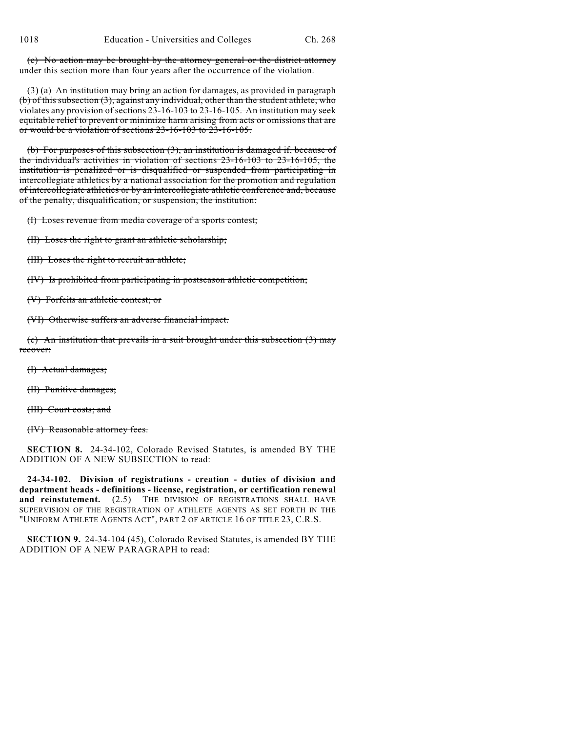~~(c) No action may be brought by the attorney general or the district attorney under this section more than four years after the occurrence of the violation.~~

~~(3) (a) An institution may bring an action for damages, as provided in paragraph (b) of this subsection (3), against any individual, other than the student athlete, who violates any provision of sections 23-16-103 to 23-16-105. An institution may seek equitable relief to prevent or minimize harm arising from acts or omissions that are or would be a violation of sections 23-16-103 to 23-16-105.~~

~~(b) For purposes of this subsection (3), an institution is damaged if, because of the individual's activities in violation of sections 23-16-103 to 23-16-105, the institution is penalized or is disqualified or suspended from participating in intercollegiate athletics by a national association for the promotion and regulation of intercollegiate athletics or by an intercollegiate athletic conference and, because of the penalty, disqualification, or suspension, the institution:~~

~~(I) Loses revenue from media coverage of a sports contest;~~

~~(II) Loses the right to grant an athletic scholarship;~~

~~(III) Loses the right to recruit an athlete;~~

~~(IV) Is prohibited from participating in postseason athletic competition;~~

~~(V) Forfeits an athletic contest; or~~

~~(VI) Otherwise suffers an adverse financial impact.~~

~~(c) An institution that prevails in a suit brought under this subsection (3) may recover:~~

~~(I) Actual damages;~~

~~(II) Punitive damages;~~

~~(III) Court costs; and~~

~~(IV) Reasonable attorney fees.~~

**SECTION 8.** 24-34-102, Colorado Revised Statutes, is amended BY THE ADDITION OF A NEW SUBSECTION to read:

**24-34-102. Division of registrations - creation - duties of division and department heads - definitions - license, registration, or certification renewal and reinstatement.** (2.5) THE DIVISION OF REGISTRATIONS SHALL HAVE SUPERVISION OF THE REGISTRATION OF ATHLETE AGENTS AS SET FORTH IN THE "UNIFORM ATHLETE AGENTS ACT", PART 2 OF ARTICLE 16 OF TITLE 23, C.R.S.

**SECTION 9.** 24-34-104 (45), Colorado Revised Statutes, is amended BY THE ADDITION OF A NEW PARAGRAPH to read: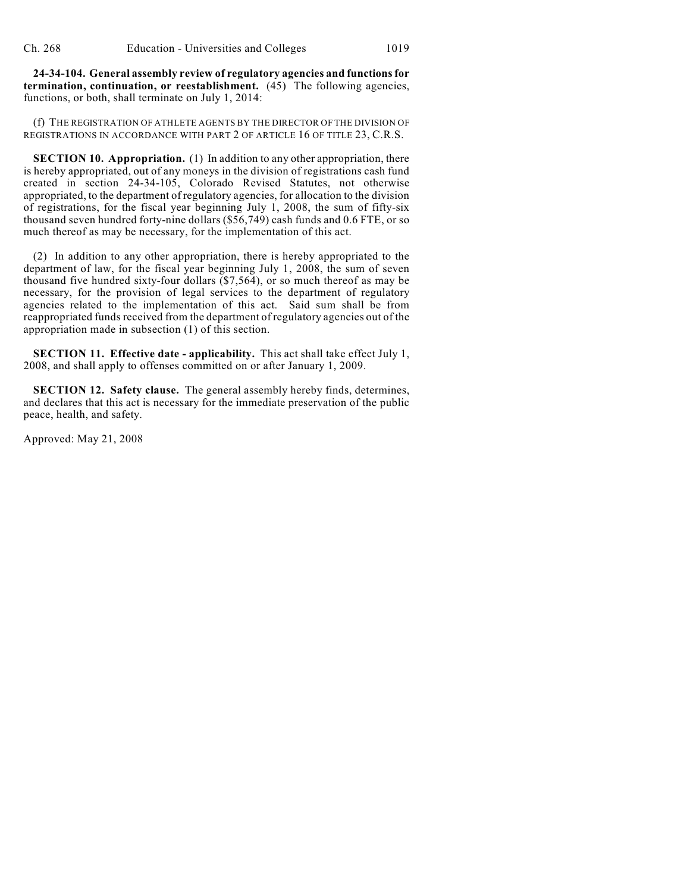**24-34-104. General assembly review of regulatory agencies and functions for termination, continuation, or reestablishment.** (45) The following agencies, functions, or both, shall terminate on July 1, 2014:

(f) THE REGISTRATION OF ATHLETE AGENTS BY THE DIRECTOR OF THE DIVISION OF REGISTRATIONS IN ACCORDANCE WITH PART 2 OF ARTICLE 16 OF TITLE 23, C.R.S.

**SECTION 10. Appropriation.** (1) In addition to any other appropriation, there is hereby appropriated, out of any moneys in the division of registrations cash fund created in section 24-34-105, Colorado Revised Statutes, not otherwise appropriated, to the department of regulatory agencies, for allocation to the division of registrations, for the fiscal year beginning July 1, 2008, the sum of fifty-six thousand seven hundred forty-nine dollars ($56,749) cash funds and 0.6 FTE, or so much thereof as may be necessary, for the implementation of this act.

(2) In addition to any other appropriation, there is hereby appropriated to the department of law, for the fiscal year beginning July 1, 2008, the sum of seven thousand five hundred sixty-four dollars ($7,564), or so much thereof as may be necessary, for the provision of legal services to the department of regulatory agencies related to the implementation of this act. Said sum shall be from reappropriated funds received from the department of regulatory agencies out of the appropriation made in subsection (1) of this section.

**SECTION 11. Effective date - applicability.** This act shall take effect July 1, 2008, and shall apply to offenses committed on or after January 1, 2009.

**SECTION 12. Safety clause.** The general assembly hereby finds, determines, and declares that this act is necessary for the immediate preservation of the public peace, health, and safety.

Approved: May 21, 2008